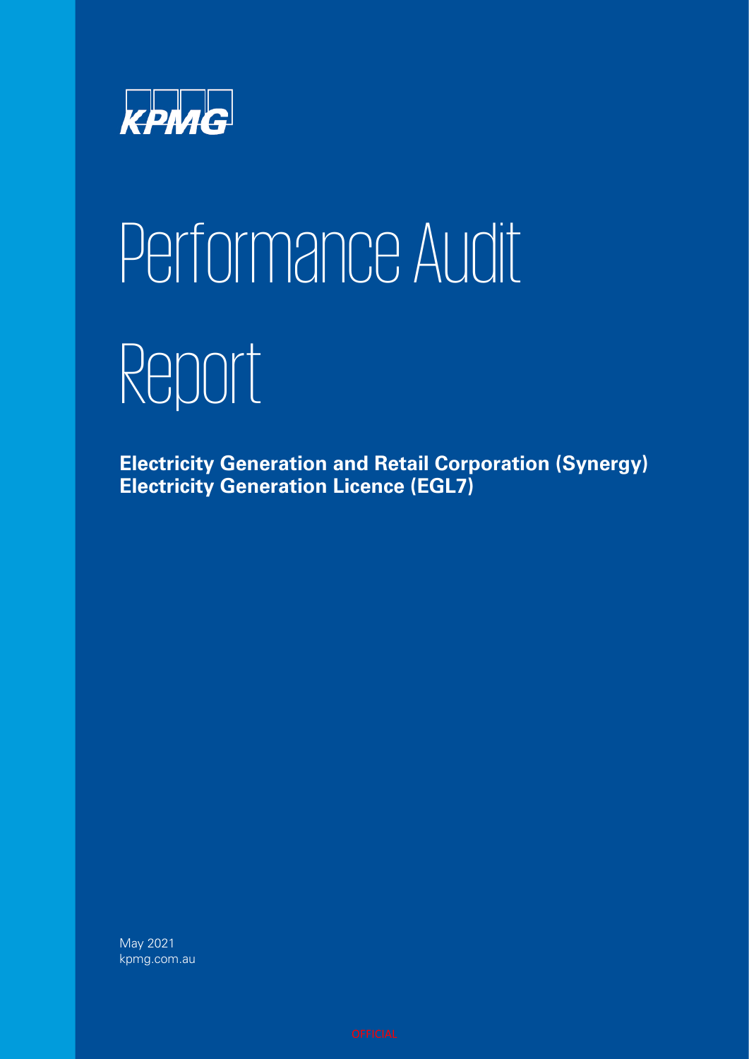KPMG

# Performance Audit Report

**Electricity Generation and Retail Corporation (Synergy)**
**Electricity Generation Licence (EGL7)**

May 2021
kpmg.com.au

OFFICIAL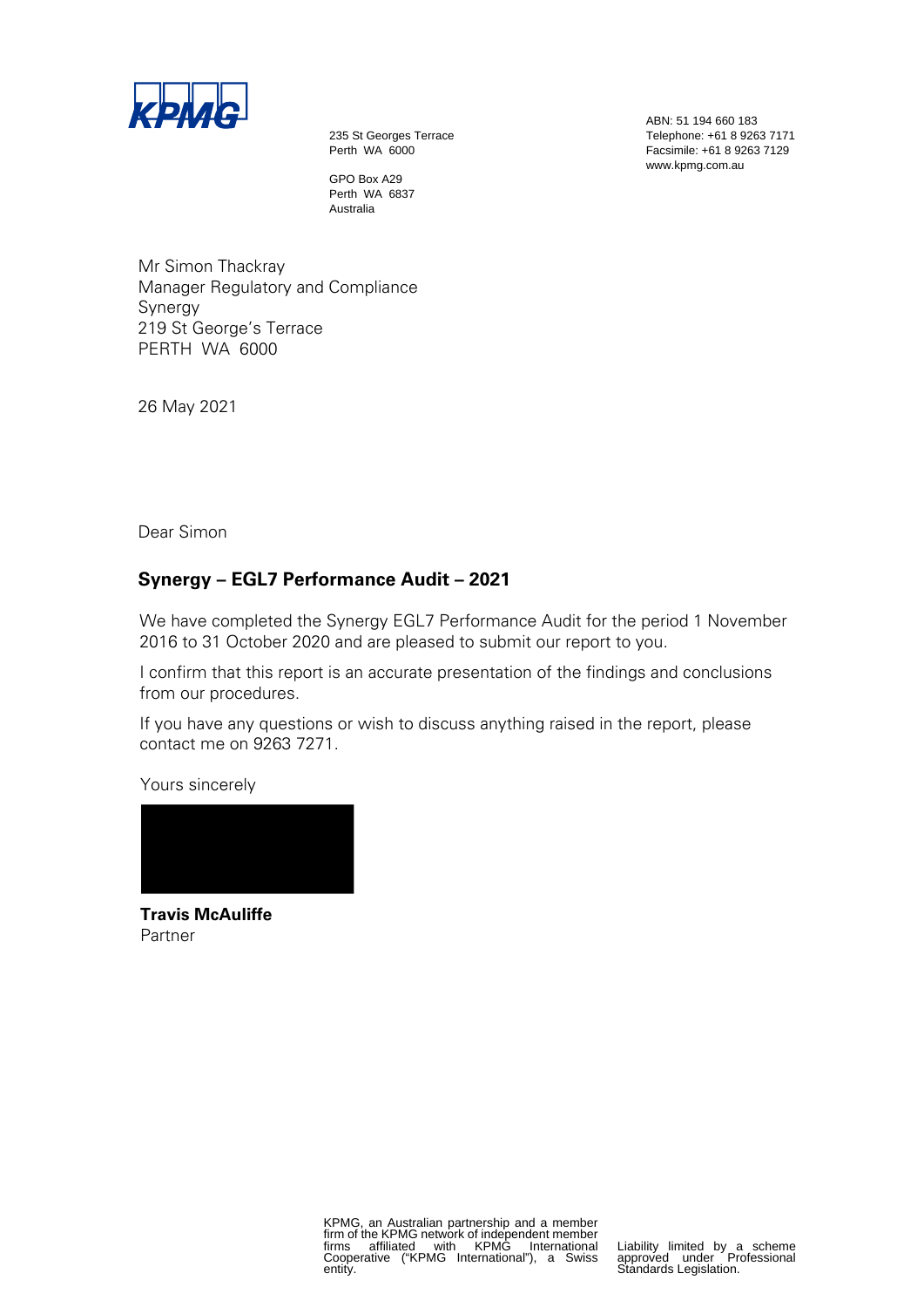KPMG

235 St Georges Terrace
Perth WA 6000

GPO Box A29
Perth WA 6837
Australia

ABN: 51 194 660 183
Telephone: +61 8 9263 7171
Facsimile: +61 8 9263 7129
www.kpmg.com.au

Mr Simon Thackray
Manager Regulatory and Compliance
Synergy
219 St George's Terrace
PERTH WA 6000

26 May 2021

Dear Simon

**Synergy – EGL7 Performance Audit – 2021**

We have completed the Synergy EGL7 Performance Audit for the period 1 November 2016 to 31 October 2020 and are pleased to submit our report to you.

I confirm that this report is an accurate presentation of the findings and conclusions from our procedures.

If you have any questions or wish to discuss anything raised in the report, please contact me on 9263 7271.

Yours sincerely

**Travis McAuliffe**
Partner

KPMG, an Australian partnership and a member firm of the KPMG network of independent member firms affiliated with KPMG International Cooperative ("KPMG International"), a Swiss entity.

Liability limited by a scheme approved under Professional Standards Legislation.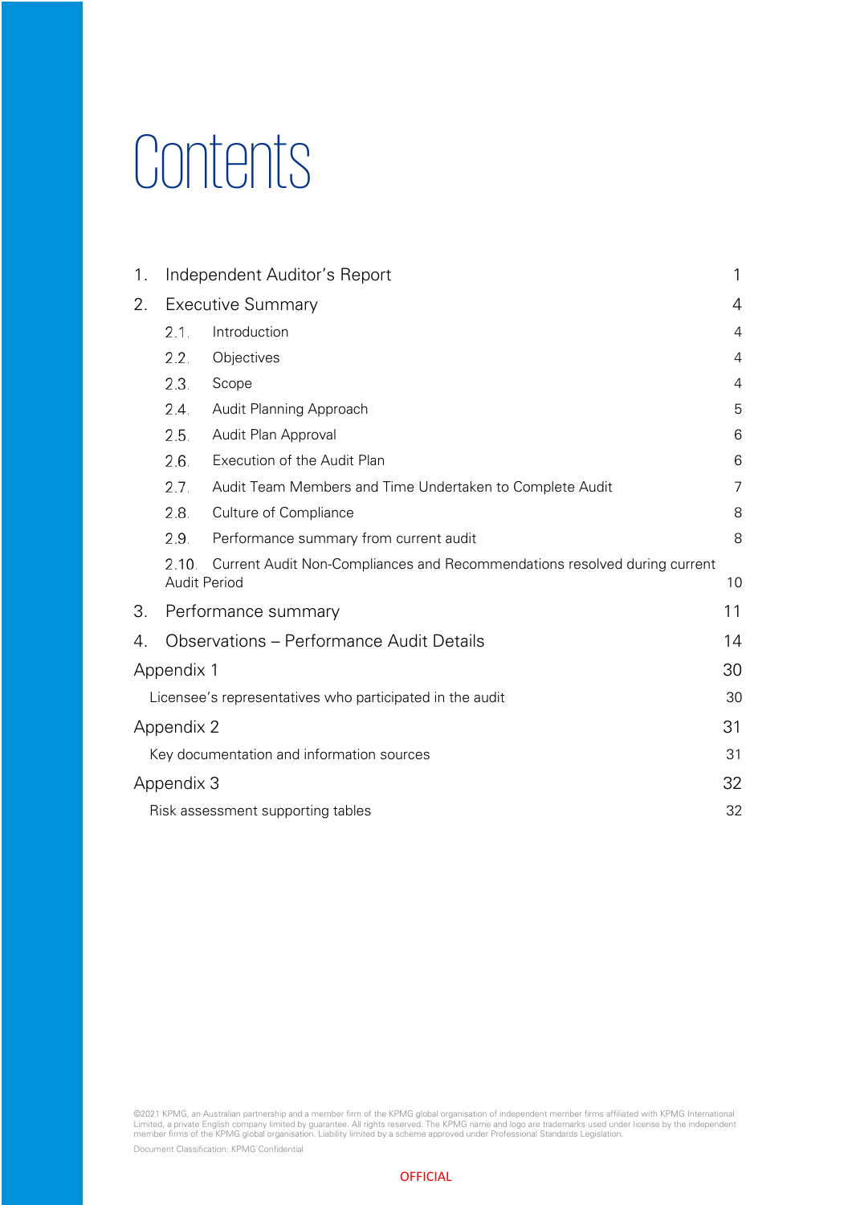# Contents

| | | |
|---|---|---|
| 1. | Independent Auditor's Report | 1 |
| 2. | Executive Summary | 4 |
| | 2.1. Introduction | 4 |
| | 2.2. Objectives | 4 |
| | 2.3. Scope | 4 |
| | 2.4. Audit Planning Approach | 5 |
| | 2.5. Audit Plan Approval | 6 |
| | 2.6. Execution of the Audit Plan | 6 |
| | 2.7. Audit Team Members and Time Undertaken to Complete Audit | 7 |
| | 2.8. Culture of Compliance | 8 |
| | 2.9. Performance summary from current audit | 8 |
| | 2.10. Current Audit Non-Compliances and Recommendations resolved during current Audit Period | 10 |
| 3. | Performance summary | 11 |
| 4. | Observations – Performance Audit Details | 14 |
| Appendix 1 | | 30 |
| | Licensee's representatives who participated in the audit | 30 |
| Appendix 2 | | 31 |
| | Key documentation and information sources | 31 |
| Appendix 3 | | 32 |
| | Risk assessment supporting tables | 32 |

©2021 KPMG, an Australian partnership and a member firm of the KPMG global organisation of independent member firms affiliated with KPMG International Limited, a private English company limited by guarantee. All rights reserved. The KPMG name and logo are trademarks used under license by the independent member firms of the KPMG global organisation. Liability limited by a scheme approved under Professional Standards Legislation.

Document Classification: KPMG Confidential

OFFICIAL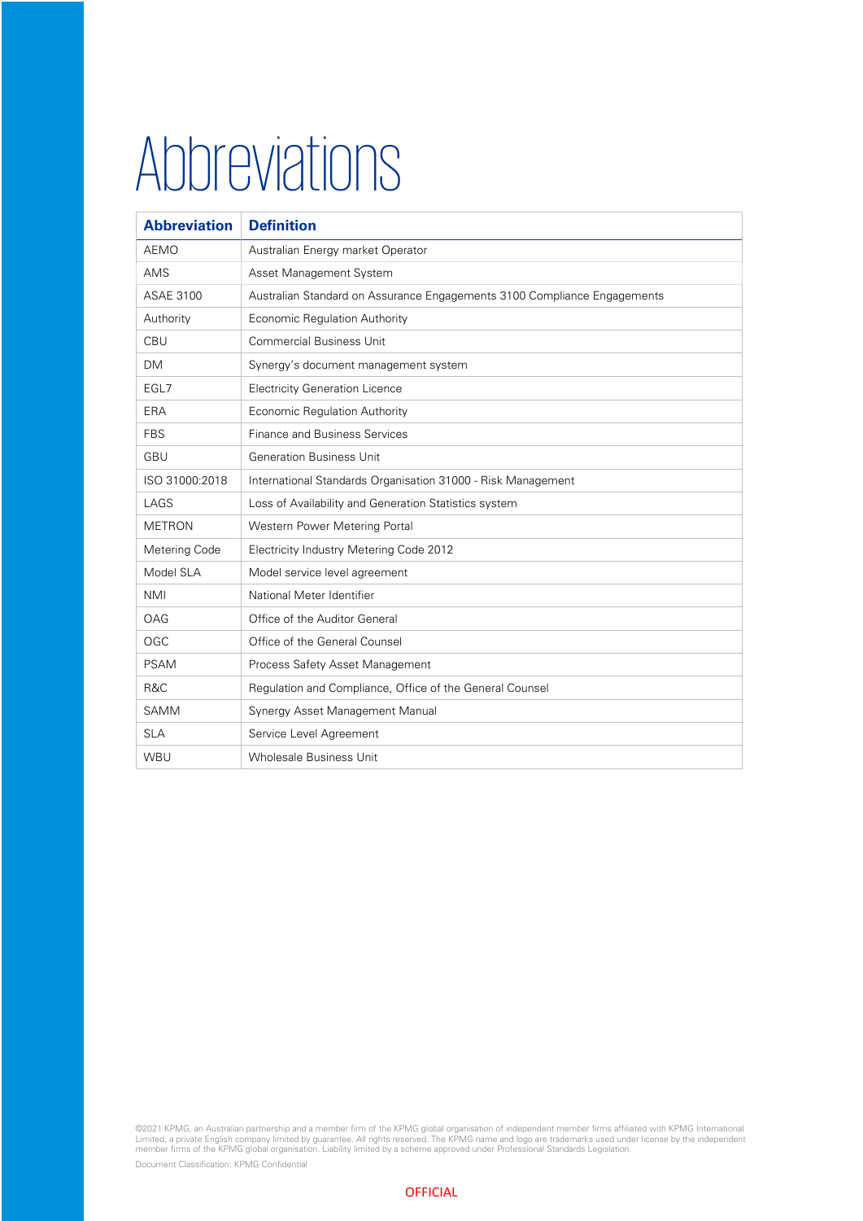# Abbreviations

| Abbreviation | Definition |
|---|---|
| AEMO | Australian Energy market Operator |
| AMS | Asset Management System |
| ASAE 3100 | Australian Standard on Assurance Engagements 3100 Compliance Engagements |
| Authority | Economic Regulation Authority |
| CBU | Commercial Business Unit |
| DM | Synergy's document management system |
| EGL7 | Electricity Generation Licence |
| ERA | Economic Regulation Authority |
| FBS | Finance and Business Services |
| GBU | Generation Business Unit |
| ISO 31000:2018 | International Standards Organisation 31000 - Risk Management |
| LAGS | Loss of Availability and Generation Statistics system |
| METRON | Western Power Metering Portal |
| Metering Code | Electricity Industry Metering Code 2012 |
| Model SLA | Model service level agreement |
| NMI | National Meter Identifier |
| OAG | Office of the Auditor General |
| OGC | Office of the General Counsel |
| PSAM | Process Safety Asset Management |
| R&C | Regulation and Compliance, Office of the General Counsel |
| SAMM | Synergy Asset Management Manual |
| SLA | Service Level Agreement |
| WBU | Wholesale Business Unit |

©2021 KPMG, an Australian partnership and a member firm of the KPMG global organisation of independent member firms affiliated with KPMG International Limited, a private English company limited by guarantee. All rights reserved. The KPMG name and logo are trademarks used under license by the independent member firms of the KPMG global organisation. Liability limited by a scheme approved under Professional Standards Legislation.

Document Classification: KPMG Confidential

OFFICIAL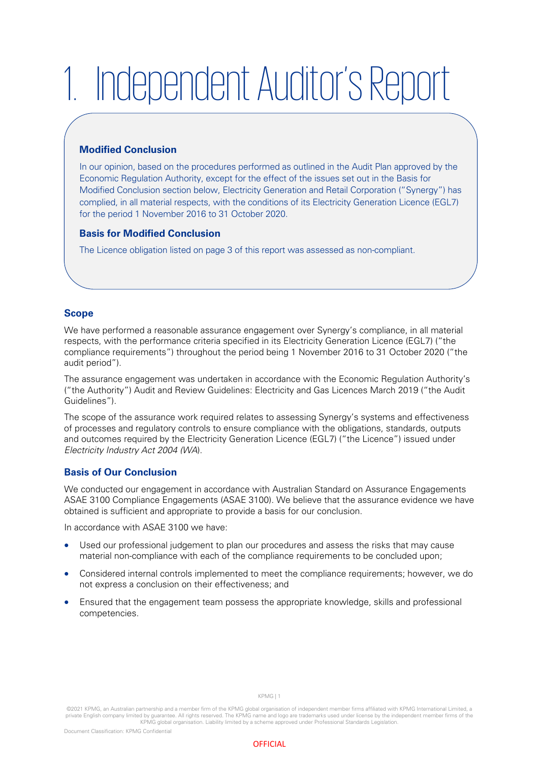# 1. Independent Auditor's Report

### Modified Conclusion

In our opinion, based on the procedures performed as outlined in the Audit Plan approved by the Economic Regulation Authority, except for the effect of the issues set out in the Basis for Modified Conclusion section below, Electricity Generation and Retail Corporation ("Synergy") has complied, in all material respects, with the conditions of its Electricity Generation Licence (EGL7) for the period 1 November 2016 to 31 October 2020.

### Basis for Modified Conclusion

The Licence obligation listed on page 3 of this report was assessed as non-compliant.

### Scope

We have performed a reasonable assurance engagement over Synergy's compliance, in all material respects, with the performance criteria specified in its Electricity Generation Licence (EGL7) ("the compliance requirements") throughout the period being 1 November 2016 to 31 October 2020 ("the audit period").

The assurance engagement was undertaken in accordance with the Economic Regulation Authority's ("the Authority") Audit and Review Guidelines: Electricity and Gas Licences March 2019 ("the Audit Guidelines").

The scope of the assurance work required relates to assessing Synergy's systems and effectiveness of processes and regulatory controls to ensure compliance with the obligations, standards, outputs and outcomes required by the Electricity Generation Licence (EGL7) ("the Licence") issued under *Electricity Industry Act 2004 (WA)*.

### Basis of Our Conclusion

We conducted our engagement in accordance with Australian Standard on Assurance Engagements ASAE 3100 Compliance Engagements (ASAE 3100). We believe that the assurance evidence we have obtained is sufficient and appropriate to provide a basis for our conclusion.

In accordance with ASAE 3100 we have:

- Used our professional judgement to plan our procedures and assess the risks that may cause material non-compliance with each of the compliance requirements to be concluded upon;
- Considered internal controls implemented to meet the compliance requirements; however, we do not express a conclusion on their effectiveness; and
- Ensured that the engagement team possess the appropriate knowledge, skills and professional competencies.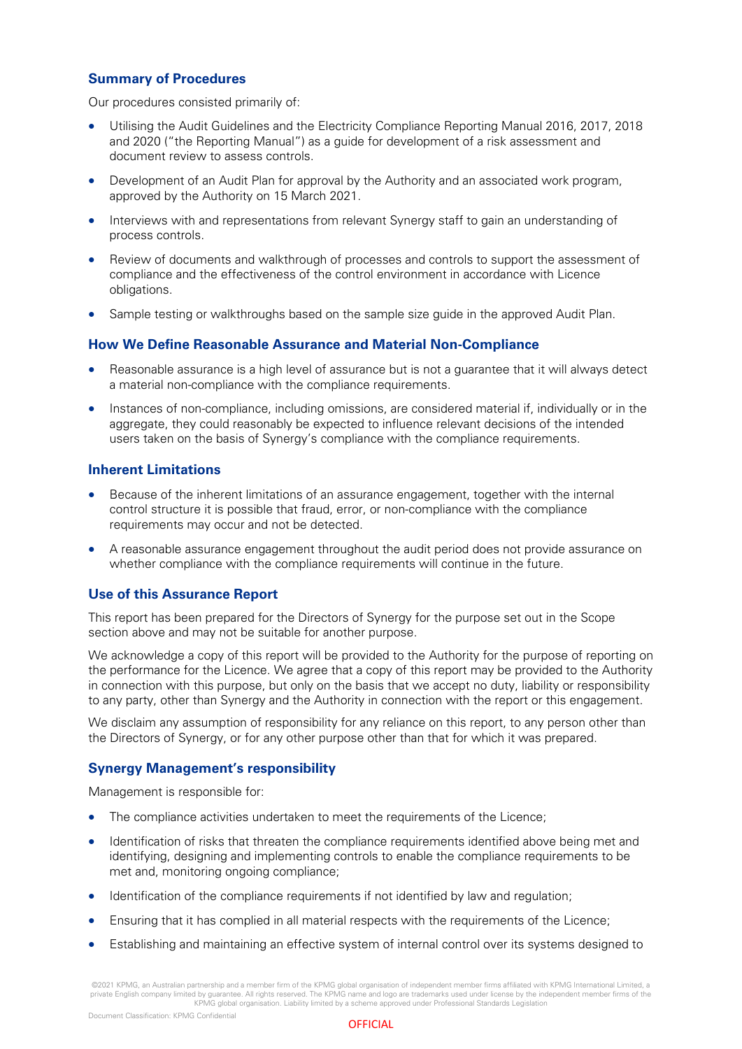## Summary of Procedures

Our procedures consisted primarily of:

- Utilising the Audit Guidelines and the Electricity Compliance Reporting Manual 2016, 2017, 2018 and 2020 ("the Reporting Manual") as a guide for development of a risk assessment and document review to assess controls.
- Development of an Audit Plan for approval by the Authority and an associated work program, approved by the Authority on 15 March 2021.
- Interviews with and representations from relevant Synergy staff to gain an understanding of process controls.
- Review of documents and walkthrough of processes and controls to support the assessment of compliance and the effectiveness of the control environment in accordance with Licence obligations.
- Sample testing or walkthroughs based on the sample size guide in the approved Audit Plan.

## How We Define Reasonable Assurance and Material Non-Compliance

- Reasonable assurance is a high level of assurance but is not a guarantee that it will always detect a material non-compliance with the compliance requirements.
- Instances of non-compliance, including omissions, are considered material if, individually or in the aggregate, they could reasonably be expected to influence relevant decisions of the intended users taken on the basis of Synergy's compliance with the compliance requirements.

## Inherent Limitations

- Because of the inherent limitations of an assurance engagement, together with the internal control structure it is possible that fraud, error, or non-compliance with the compliance requirements may occur and not be detected.
- A reasonable assurance engagement throughout the audit period does not provide assurance on whether compliance with the compliance requirements will continue in the future.

## Use of this Assurance Report

This report has been prepared for the Directors of Synergy for the purpose set out in the Scope section above and may not be suitable for another purpose.

We acknowledge a copy of this report will be provided to the Authority for the purpose of reporting on the performance for the Licence. We agree that a copy of this report may be provided to the Authority in connection with this purpose, but only on the basis that we accept no duty, liability or responsibility to any party, other than Synergy and the Authority in connection with the report or this engagement.

We disclaim any assumption of responsibility for any reliance on this report, to any person other than the Directors of Synergy, or for any other purpose other than that for which it was prepared.

## Synergy Management's responsibility

Management is responsible for:

- The compliance activities undertaken to meet the requirements of the Licence;
- Identification of risks that threaten the compliance requirements identified above being met and identifying, designing and implementing controls to enable the compliance requirements to be met and, monitoring ongoing compliance;
- Identification of the compliance requirements if not identified by law and regulation;
- Ensuring that it has complied in all material respects with the requirements of the Licence;
- Establishing and maintaining an effective system of internal control over its systems designed to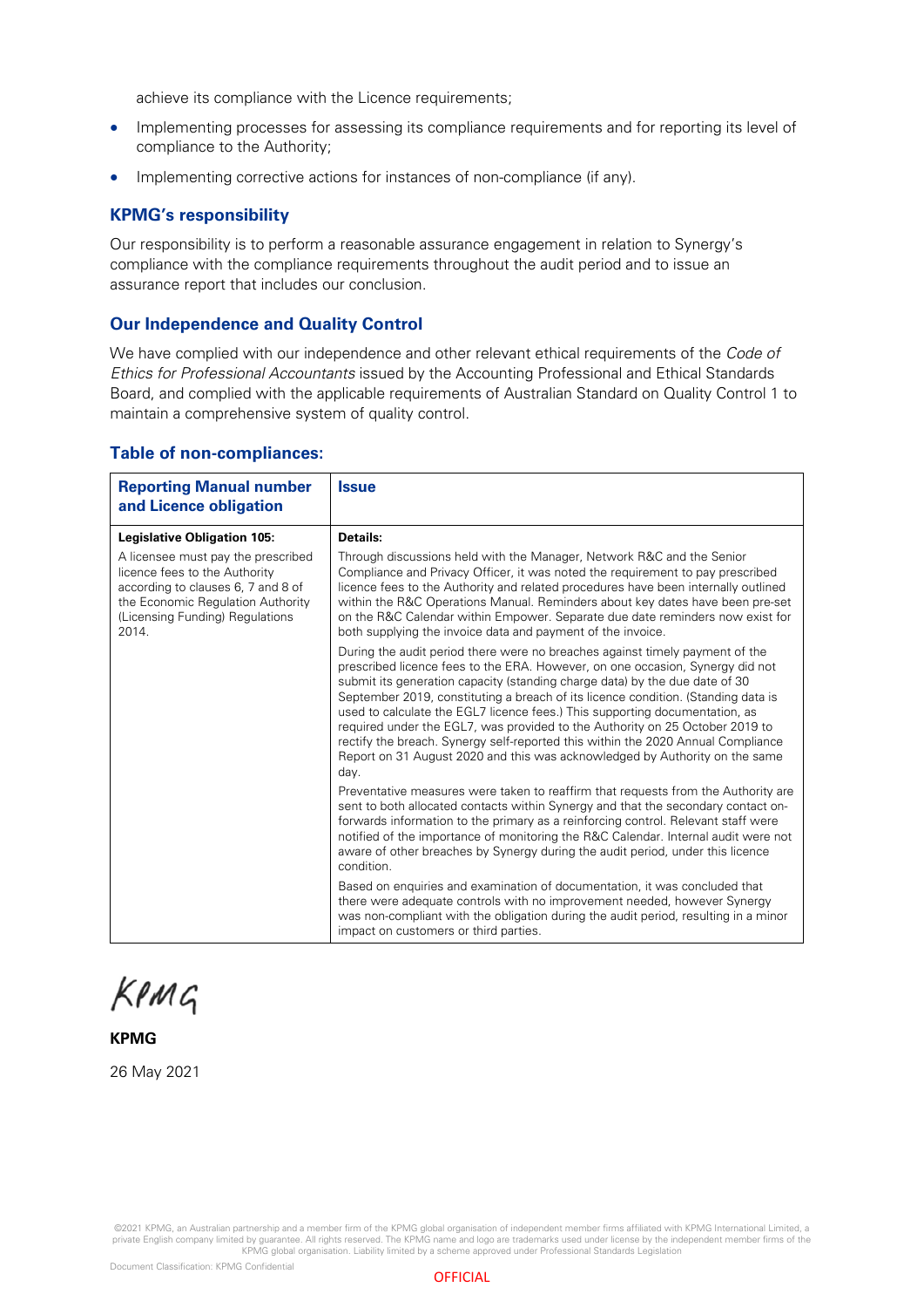achieve its compliance with the Licence requirements;

- Implementing processes for assessing its compliance requirements and for reporting its level of compliance to the Authority;
- Implementing corrective actions for instances of non-compliance (if any).

## KPMG's responsibility

Our responsibility is to perform a reasonable assurance engagement in relation to Synergy's compliance with the compliance requirements throughout the audit period and to issue an assurance report that includes our conclusion.

## Our Independence and Quality Control

We have complied with our independence and other relevant ethical requirements of the *Code of Ethics for Professional Accountants* issued by the Accounting Professional and Ethical Standards Board, and complied with the applicable requirements of Australian Standard on Quality Control 1 to maintain a comprehensive system of quality control.

## Table of non-compliances:

| Reporting Manual number and Licence obligation | Issue |
|---|---|
| **Legislative Obligation 105:**<br><br>A licensee must pay the prescribed licence fees to the Authority according to clauses 6, 7 and 8 of the Economic Regulation Authority (Licensing Funding) Regulations 2014. | **Details:**<br><br>Through discussions held with the Manager, Network R&C and the Senior Compliance and Privacy Officer, it was noted the requirement to pay prescribed licence fees to the Authority and related procedures have been internally outlined within the R&C Operations Manual. Reminders about key dates have been pre-set on the R&C Calendar within Empower. Separate due date reminders now exist for both supplying the invoice data and payment of the invoice.<br><br>During the audit period there were no breaches against timely payment of the prescribed licence fees to the ERA. However, on one occasion, Synergy did not submit its generation capacity (standing charge data) by the due date of 30 September 2019, constituting a breach of its licence condition. (Standing data is used to calculate the EGL7 licence fees.) This supporting documentation, as required under the EGL7, was provided to the Authority on 25 October 2019 to rectify the breach. Synergy self-reported this within the 2020 Annual Compliance Report on 31 August 2020 and this was acknowledged by Authority on the same day.<br><br>Preventative measures were taken to reaffirm that requests from the Authority are sent to both allocated contacts within Synergy and that the secondary contact on-forwards information to the primary as a reinforcing control. Relevant staff were notified of the importance of monitoring the R&C Calendar. Internal audit were not aware of other breaches by Synergy during the audit period, under this licence condition.<br><br>Based on enquiries and examination of documentation, it was concluded that there were adequate controls with no improvement needed, however Synergy was non-compliant with the obligation during the audit period, resulting in a minor impact on customers or third parties. |

KPMG

**KPMG**

26 May 2021

OFFICIAL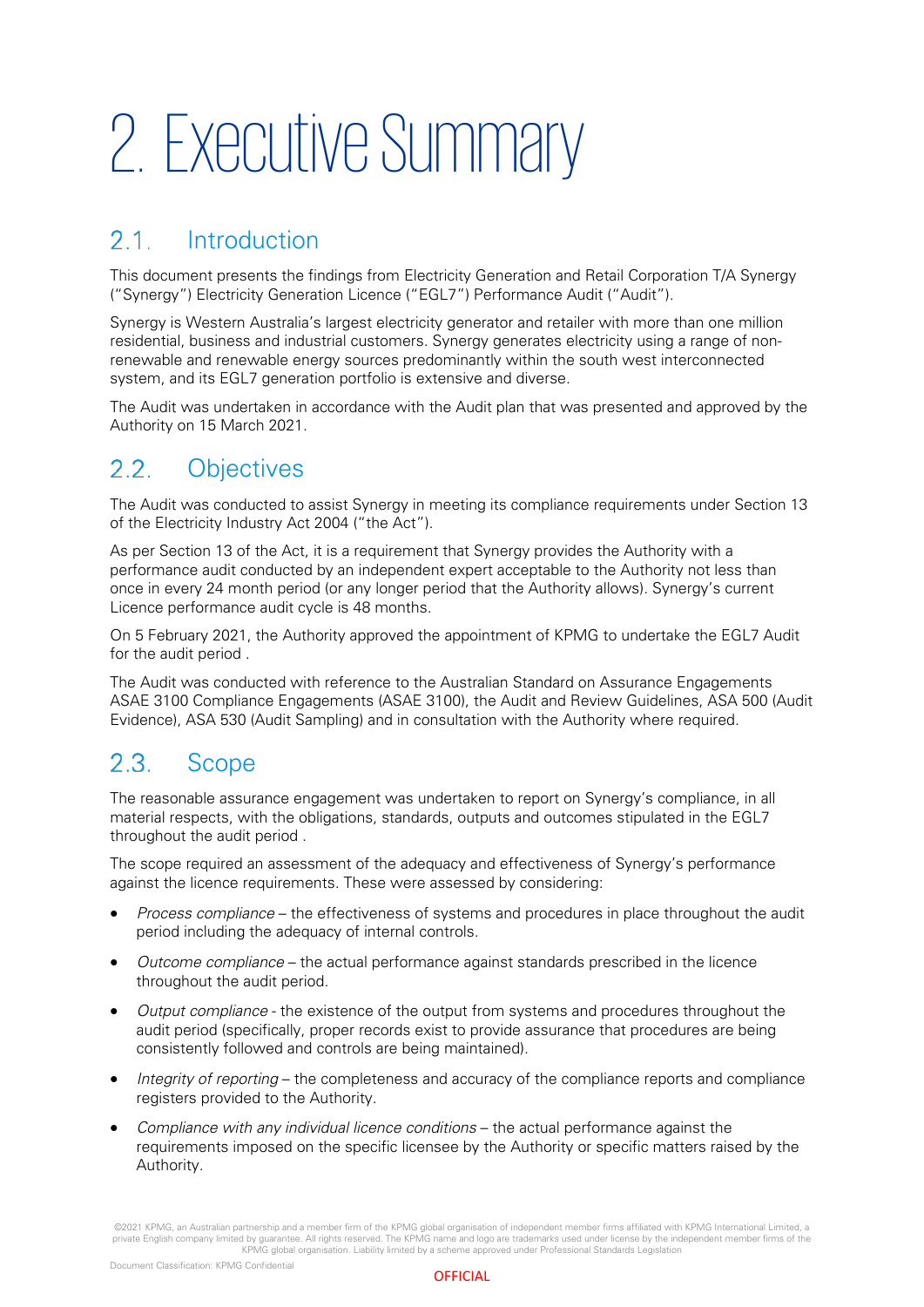# 2. Executive Summary

## 2.1. Introduction

This document presents the findings from Electricity Generation and Retail Corporation T/A Synergy ("Synergy") Electricity Generation Licence ("EGL7") Performance Audit ("Audit").

Synergy is Western Australia's largest electricity generator and retailer with more than one million residential, business and industrial customers. Synergy generates electricity using a range of non-renewable and renewable energy sources predominantly within the south west interconnected system, and its EGL7 generation portfolio is extensive and diverse.

The Audit was undertaken in accordance with the Audit plan that was presented and approved by the Authority on 15 March 2021.

## 2.2. Objectives

The Audit was conducted to assist Synergy in meeting its compliance requirements under Section 13 of the Electricity Industry Act 2004 ("the Act").

As per Section 13 of the Act, it is a requirement that Synergy provides the Authority with a performance audit conducted by an independent expert acceptable to the Authority not less than once in every 24 month period (or any longer period that the Authority allows). Synergy's current Licence performance audit cycle is 48 months.

On 5 February 2021, the Authority approved the appointment of KPMG to undertake the EGL7 Audit for the audit period .

The Audit was conducted with reference to the Australian Standard on Assurance Engagements ASAE 3100 Compliance Engagements (ASAE 3100), the Audit and Review Guidelines, ASA 500 (Audit Evidence), ASA 530 (Audit Sampling) and in consultation with the Authority where required.

## 2.3. Scope

The reasonable assurance engagement was undertaken to report on Synergy's compliance, in all material respects, with the obligations, standards, outputs and outcomes stipulated in the EGL7 throughout the audit period .

The scope required an assessment of the adequacy and effectiveness of Synergy's performance against the licence requirements. These were assessed by considering:

- *Process compliance* – the effectiveness of systems and procedures in place throughout the audit period including the adequacy of internal controls.
- *Outcome compliance* – the actual performance against standards prescribed in the licence throughout the audit period.
- *Output compliance* - the existence of the output from systems and procedures throughout the audit period (specifically, proper records exist to provide assurance that procedures are being consistently followed and controls are being maintained).
- *Integrity of reporting* – the completeness and accuracy of the compliance reports and compliance registers provided to the Authority.
- *Compliance with any individual licence conditions* – the actual performance against the requirements imposed on the specific licensee by the Authority or specific matters raised by the Authority.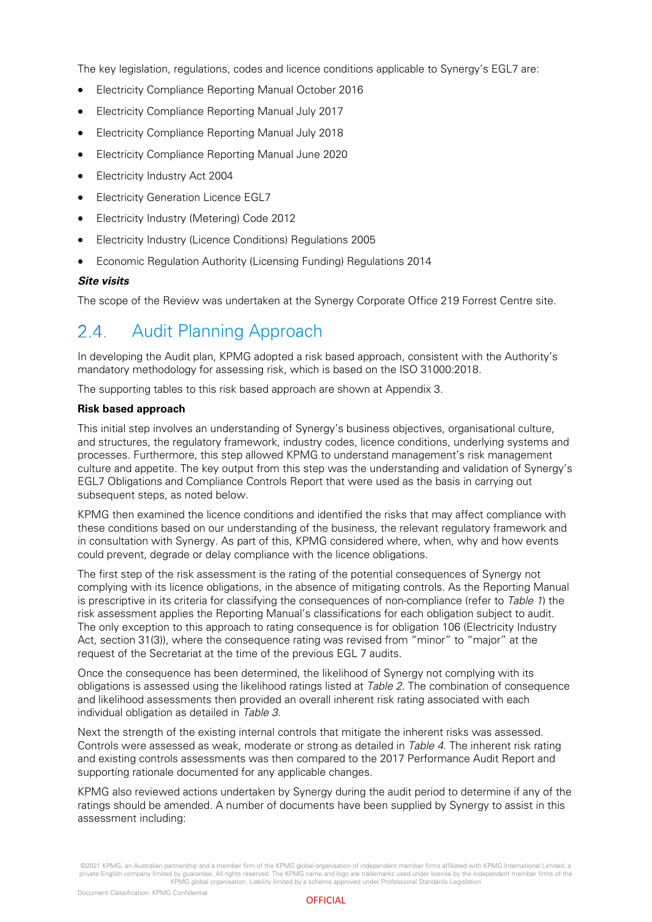The key legislation, regulations, codes and licence conditions applicable to Synergy's EGL7 are:

- Electricity Compliance Reporting Manual October 2016
- Electricity Compliance Reporting Manual July 2017
- Electricity Compliance Reporting Manual July 2018
- Electricity Compliance Reporting Manual June 2020
- Electricity Industry Act 2004
- Electricity Generation Licence EGL7
- Electricity Industry (Metering) Code 2012
- Electricity Industry (Licence Conditions) Regulations 2005
- Economic Regulation Authority (Licensing Funding) Regulations 2014

***Site visits***

The scope of the Review was undertaken at the Synergy Corporate Office 219 Forrest Centre site.

## 2.4. Audit Planning Approach

In developing the Audit plan, KPMG adopted a risk based approach, consistent with the Authority's mandatory methodology for assessing risk, which is based on the ISO 31000:2018.

The supporting tables to this risk based approach are shown at Appendix 3.

**Risk based approach**

This initial step involves an understanding of Synergy's business objectives, organisational culture, and structures, the regulatory framework, industry codes, licence conditions, underlying systems and processes. Furthermore, this step allowed KPMG to understand management's risk management culture and appetite. The key output from this step was the understanding and validation of Synergy's EGL7 Obligations and Compliance Controls Report that were used as the basis in carrying out subsequent steps, as noted below.

KPMG then examined the licence conditions and identified the risks that may affect compliance with these conditions based on our understanding of the business, the relevant regulatory framework and in consultation with Synergy. As part of this, KPMG considered where, when, why and how events could prevent, degrade or delay compliance with the licence obligations.

The first step of the risk assessment is the rating of the potential consequences of Synergy not complying with its licence obligations, in the absence of mitigating controls. As the Reporting Manual is prescriptive in its criteria for classifying the consequences of non-compliance (refer to *Table 1*) the risk assessment applies the Reporting Manual's classifications for each obligation subject to audit. The only exception to this approach to rating consequence is for obligation 106 (Electricity Industry Act, section 31(3)), where the consequence rating was revised from "minor" to "major" at the request of the Secretariat at the time of the previous EGL 7 audits.

Once the consequence has been determined, the likelihood of Synergy not complying with its obligations is assessed using the likelihood ratings listed at *Table 2*. The combination of consequence and likelihood assessments then provided an overall inherent risk rating associated with each individual obligation as detailed in *Table 3*.

Next the strength of the existing internal controls that mitigate the inherent risks was assessed. Controls were assessed as weak, moderate or strong as detailed in *Table 4*. The inherent risk rating and existing controls assessments was then compared to the 2017 Performance Audit Report and supporting rationale documented for any applicable changes.

KPMG also reviewed actions undertaken by Synergy during the audit period to determine if any of the ratings should be amended. A number of documents have been supplied by Synergy to assist in this assessment including: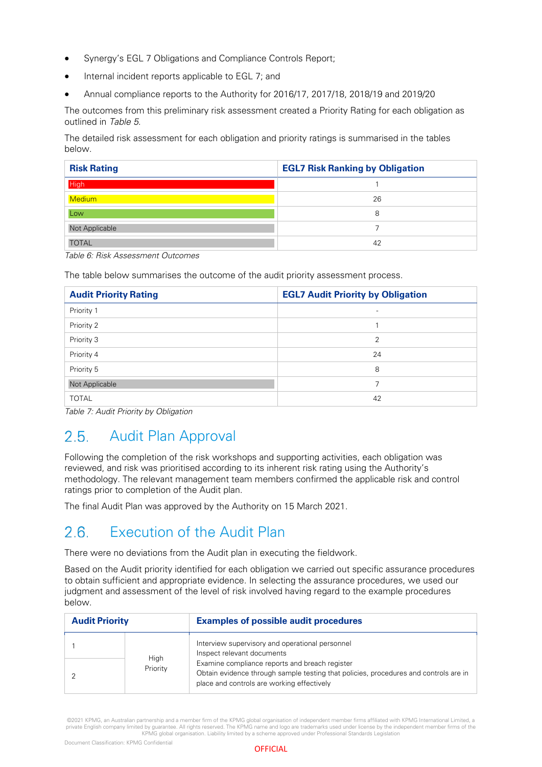- Synergy's EGL 7 Obligations and Compliance Controls Report;
- Internal incident reports applicable to EGL 7; and
- Annual compliance reports to the Authority for 2016/17, 2017/18, 2018/19 and 2019/20

The outcomes from this preliminary risk assessment created a Priority Rating for each obligation as outlined in *Table 5*.

The detailed risk assessment for each obligation and priority ratings is summarised in the tables below.

| Risk Rating | EGL7 Risk Ranking by Obligation |
|---|---|
| High | 1 |
| Medium | 26 |
| Low | 8 |
| Not Applicable | 7 |
| TOTAL | 42 |

*Table 6: Risk Assessment Outcomes*

The table below summarises the outcome of the audit priority assessment process.

| Audit Priority Rating | EGL7 Audit Priority by Obligation |
|---|---|
| Priority 1 | - |
| Priority 2 | 1 |
| Priority 3 | 2 |
| Priority 4 | 24 |
| Priority 5 | 8 |
| Not Applicable | 7 |
| TOTAL | 42 |

*Table 7: Audit Priority by Obligation*

## 2.5. Audit Plan Approval

Following the completion of the risk workshops and supporting activities, each obligation was reviewed, and risk was prioritised according to its inherent risk rating using the Authority's methodology. The relevant management team members confirmed the applicable risk and control ratings prior to completion of the Audit plan.

The final Audit Plan was approved by the Authority on 15 March 2021.

## 2.6. Execution of the Audit Plan

There were no deviations from the Audit plan in executing the fieldwork.

Based on the Audit priority identified for each obligation we carried out specific assurance procedures to obtain sufficient and appropriate evidence. In selecting the assurance procedures, we used our judgment and assessment of the level of risk involved having regard to the example procedures below.

| Audit Priority | | Examples of possible audit procedures |
|---|---|---|
| 1 | High Priority | Interview supervisory and operational personnel<br>Inspect relevant documents<br>Examine compliance reports and breach register<br>Obtain evidence through sample testing that policies, procedures and controls are in place and controls are working effectively |
| 2 | | |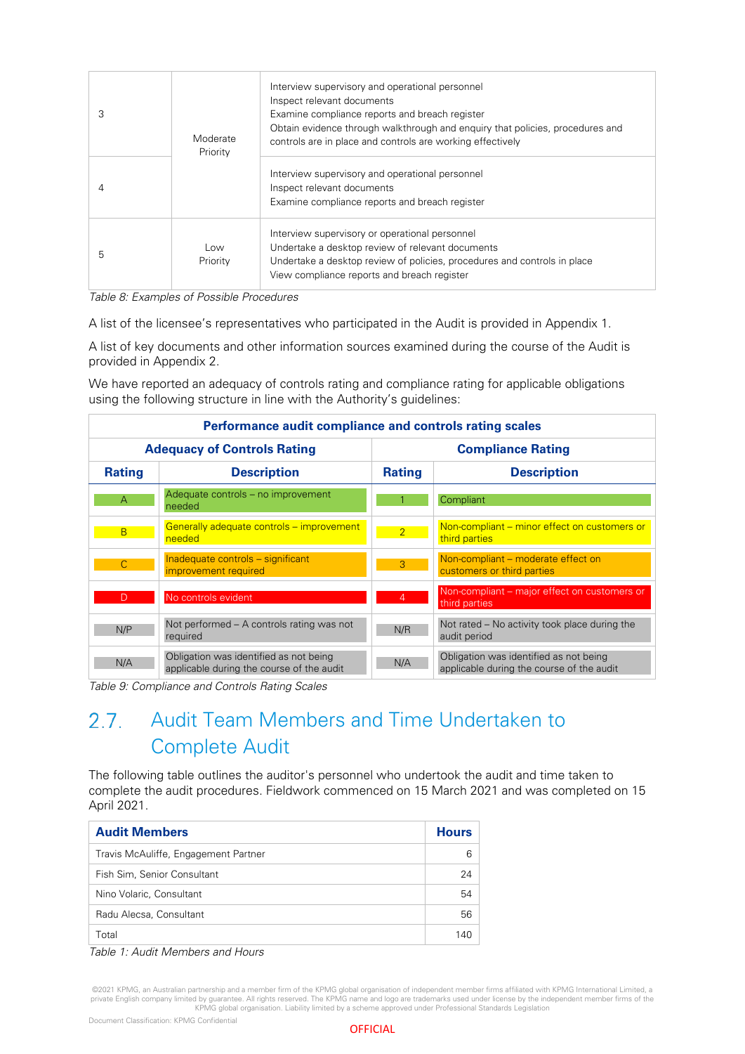| | | |
|---|---|---|
| 3 | Moderate Priority | Interview supervisory and operational personnel<br>Inspect relevant documents<br>Examine compliance reports and breach register<br>Obtain evidence through walkthrough and enquiry that policies, procedures and controls are in place and controls are working effectively |
| 4 | | Interview supervisory and operational personnel<br>Inspect relevant documents<br>Examine compliance reports and breach register |
| 5 | Low Priority | Interview supervisory or operational personnel<br>Undertake a desktop review of relevant documents<br>Undertake a desktop review of policies, procedures and controls in place<br>View compliance reports and breach register |

*Table 8: Examples of Possible Procedures*

A list of the licensee's representatives who participated in the Audit is provided in Appendix 1.

A list of key documents and other information sources examined during the course of the Audit is provided in Appendix 2.

We have reported an adequacy of controls rating and compliance rating for applicable obligations using the following structure in line with the Authority's guidelines:

| **Performance audit compliance and controls rating scales** | | | |
|---|---|---|---|
| **Adequacy of Controls Rating** | | **Compliance Rating** | |
| **Rating** | **Description** | **Rating** | **Description** |
| A | Adequate controls – no improvement needed | 1 | Compliant |
| B | Generally adequate controls – improvement needed | 2 | Non-compliant – minor effect on customers or third parties |
| C | Inadequate controls – significant improvement required | 3 | Non-compliant – moderate effect on customers or third parties |
| D | No controls evident | 4 | Non-compliant – major effect on customers or third parties |
| N/P | Not performed – A controls rating was not required | N/R | Not rated – No activity took place during the audit period |
| N/A | Obligation was identified as not being applicable during the course of the audit | N/A | Obligation was identified as not being applicable during the course of the audit |

*Table 9: Compliance and Controls Rating Scales*

## 2.7. Audit Team Members and Time Undertaken to Complete Audit

The following table outlines the auditor's personnel who undertook the audit and time taken to complete the audit procedures. Fieldwork commenced on 15 March 2021 and was completed on 15 April 2021.

| **Audit Members** | **Hours** |
|---|---|
| Travis McAuliffe, Engagement Partner | 6 |
| Fish Sim, Senior Consultant | 24 |
| Nino Volaric, Consultant | 54 |
| Radu Alecsa, Consultant | 56 |
| Total | 140 |

*Table 1: Audit Members and Hours*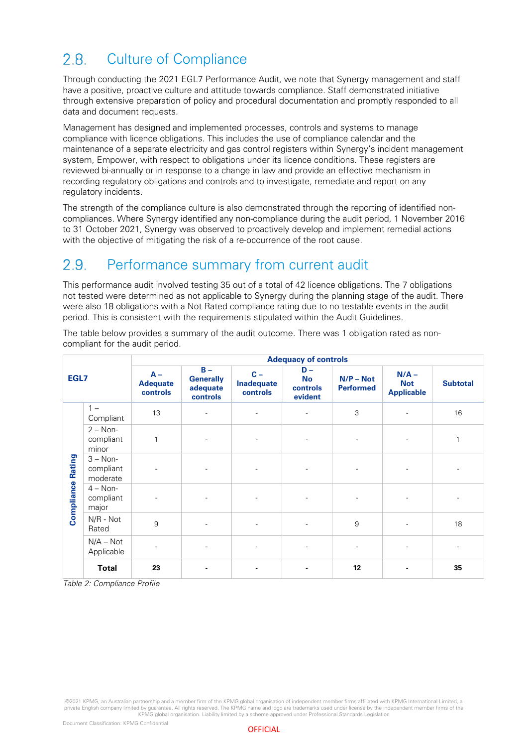## 2.8. Culture of Compliance

Through conducting the 2021 EGL7 Performance Audit, we note that Synergy management and staff have a positive, proactive culture and attitude towards compliance. Staff demonstrated initiative through extensive preparation of policy and procedural documentation and promptly responded to all data and document requests.

Management has designed and implemented processes, controls and systems to manage compliance with licence obligations. This includes the use of compliance calendar and the maintenance of a separate electricity and gas control registers within Synergy's incident management system, Empower, with respect to obligations under its licence conditions. These registers are reviewed bi-annually or in response to a change in law and provide an effective mechanism in recording regulatory obligations and controls and to investigate, remediate and report on any regulatory incidents.

The strength of the compliance culture is also demonstrated through the reporting of identified non-compliances. Where Synergy identified any non-compliance during the audit period, 1 November 2016 to 31 October 2021, Synergy was observed to proactively develop and implement remedial actions with the objective of mitigating the risk of a re-occurrence of the root cause.

## 2.9. Performance summary from current audit

This performance audit involved testing 35 out of a total of 42 licence obligations. The 7 obligations not tested were determined as not applicable to Synergy during the planning stage of the audit. There were also 18 obligations with a Not Rated compliance rating due to no testable events in the audit period. This is consistent with the requirements stipulated within the Audit Guidelines.

The table below provides a summary of the audit outcome. There was 1 obligation rated as non-compliant for the audit period.

| EGL7 | | Adequacy of controls | | | | | | |
|---|---|---|---|---|---|---|---|---|
| | | **A – Adequate controls** | **B – Generally adequate controls** | **C – Inadequate controls** | **D – No controls evident** | **N/P – Not Performed** | **N/A – Not Applicable** | **Subtotal** |
| **Compliance Rating** | 1 – Compliant | 13 | - | - | - | 3 | - | 16 |
| | 2 – Non-compliant minor | 1 | - | - | - | - | - | 1 |
| | 3 – Non-compliant moderate | - | - | - | - | - | - | - |
| | 4 – Non-compliant major | - | - | - | - | - | - | - |
| | N/R - Not Rated | 9 | - | - | - | 9 | - | 18 |
| | N/A – Not Applicable | - | - | - | - | - | - | - |
| | **Total** | **23** | **-** | **-** | **-** | **12** | **-** | **35** |

*Table 2: Compliance Profile*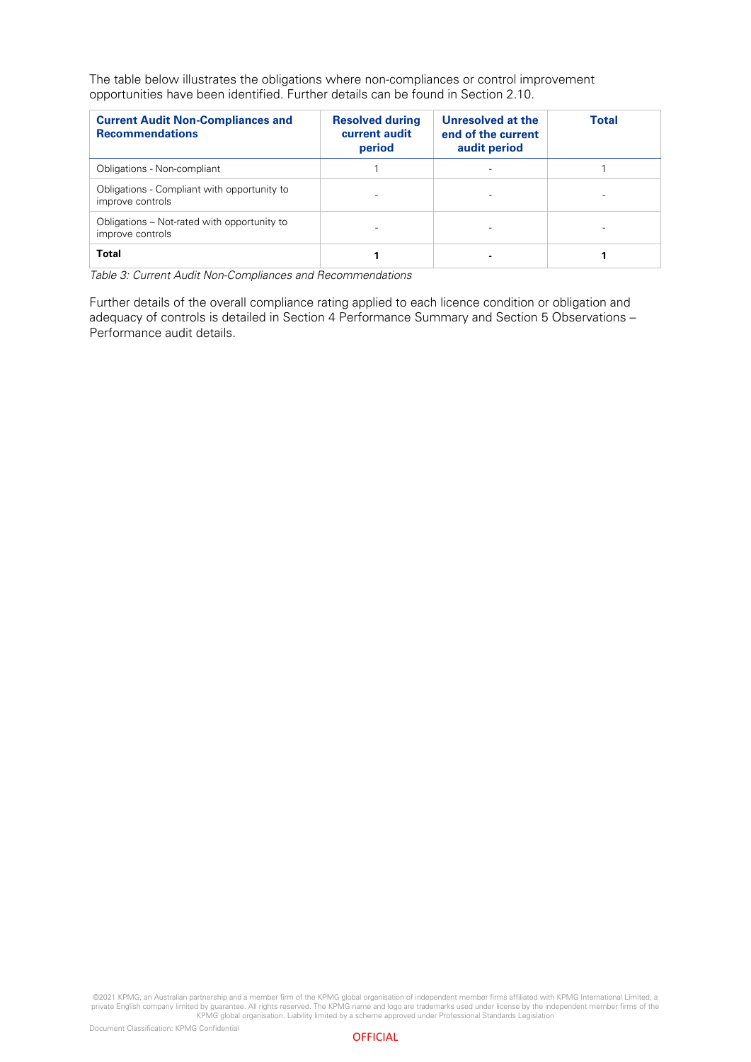The table below illustrates the obligations where non-compliances or control improvement opportunities have been identified. Further details can be found in Section 2.10.

| Current Audit Non-Compliances and Recommendations | Resolved during current audit period | Unresolved at the end of the current audit period | Total |
|---|---|---|---|
| Obligations - Non-compliant | 1 | - | 1 |
| Obligations - Compliant with opportunity to improve controls | - | - | - |
| Obligations – Not-rated with opportunity to improve controls | - | - | - |
| **Total** | **1** | **-** | **1** |

*Table 3: Current Audit Non-Compliances and Recommendations*

Further details of the overall compliance rating applied to each licence condition or obligation and adequacy of controls is detailed in Section 4 Performance Summary and Section 5 Observations – Performance audit details.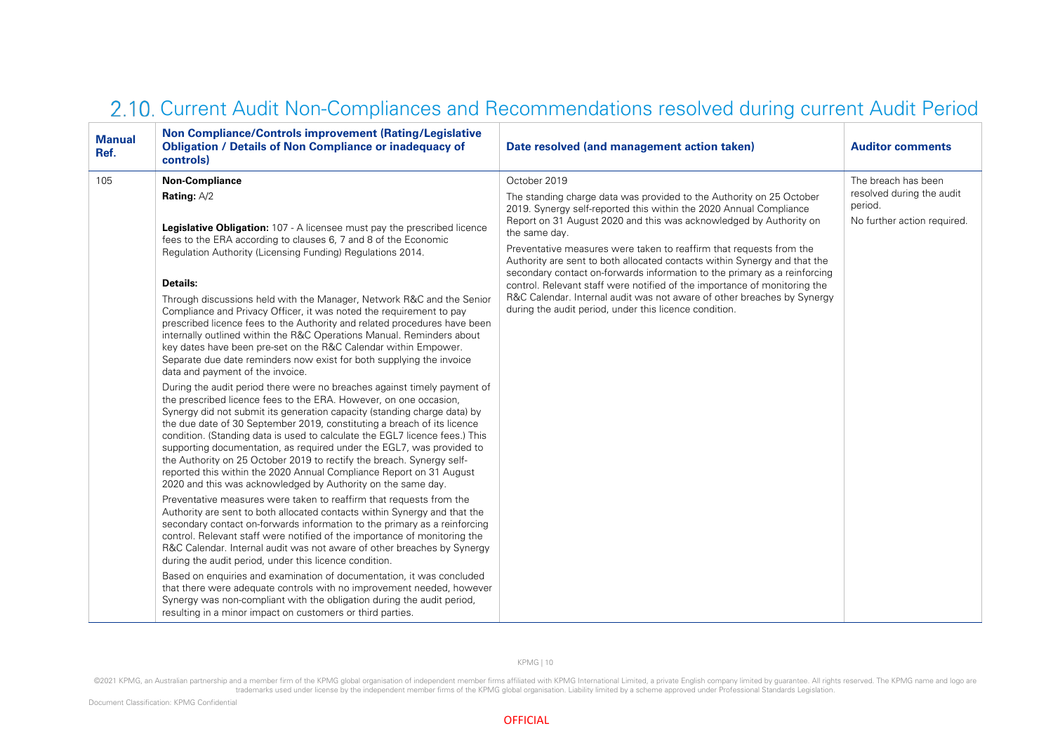## 2.10. Current Audit Non-Compliances and Recommendations resolved during current Audit Period

| Manual Ref. | Non Compliance/Controls improvement (Rating/Legislative Obligation / Details of Non Compliance or inadequacy of controls) | Date resolved (and management action taken) | Auditor comments |
|---|---|---|---|
| 105 | **Non-Compliance**<br><br>**Rating:** A/2<br><br>**Legislative Obligation:** 107 - A licensee must pay the prescribed licence fees to the ERA according to clauses 6, 7 and 8 of the Economic Regulation Authority (Licensing Funding) Regulations 2014.<br><br>**Details:**<br><br>Through discussions held with the Manager, Network R&C and the Senior Compliance and Privacy Officer, it was noted the requirement to pay prescribed licence fees to the Authority and related procedures have been internally outlined within the R&C Operations Manual. Reminders about key dates have been pre-set on the R&C Calendar within Empower. Separate due date reminders now exist for both supplying the invoice data and payment of the invoice.<br><br>During the audit period there were no breaches against timely payment of the prescribed licence fees to the ERA. However, on one occasion, Synergy did not submit its generation capacity (standing charge data) by the due date of 30 September 2019, constituting a breach of its licence condition. (Standing data is used to calculate the EGL7 licence fees.) This supporting documentation, as required under the EGL7, was provided to the Authority on 25 October 2019 to rectify the breach. Synergy self-reported this within the 2020 Annual Compliance Report on 31 August 2020 and this was acknowledged by Authority on the same day.<br><br>Preventative measures were taken to reaffirm that requests from the Authority are sent to both allocated contacts within Synergy and that the secondary contact on-forwards information to the primary as a reinforcing control. Relevant staff were notified of the importance of monitoring the R&C Calendar. Internal audit was not aware of other breaches by Synergy during the audit period, under this licence condition.<br><br>Based on enquiries and examination of documentation, it was concluded that there were adequate controls with no improvement needed, however Synergy was non-compliant with the obligation during the audit period, resulting in a minor impact on customers or third parties. | October 2019<br><br>The standing charge data was provided to the Authority on 25 October 2019. Synergy self-reported this within the 2020 Annual Compliance Report on 31 August 2020 and this was acknowledged by Authority on the same day.<br><br>Preventative measures were taken to reaffirm that requests from the Authority are sent to both allocated contacts within Synergy and that the secondary contact on-forwards information to the primary as a reinforcing control. Relevant staff were notified of the importance of monitoring the R&C Calendar. Internal audit was not aware of other breaches by Synergy during the audit period, under this licence condition. | The breach has been resolved during the audit period.<br><br>No further action required. |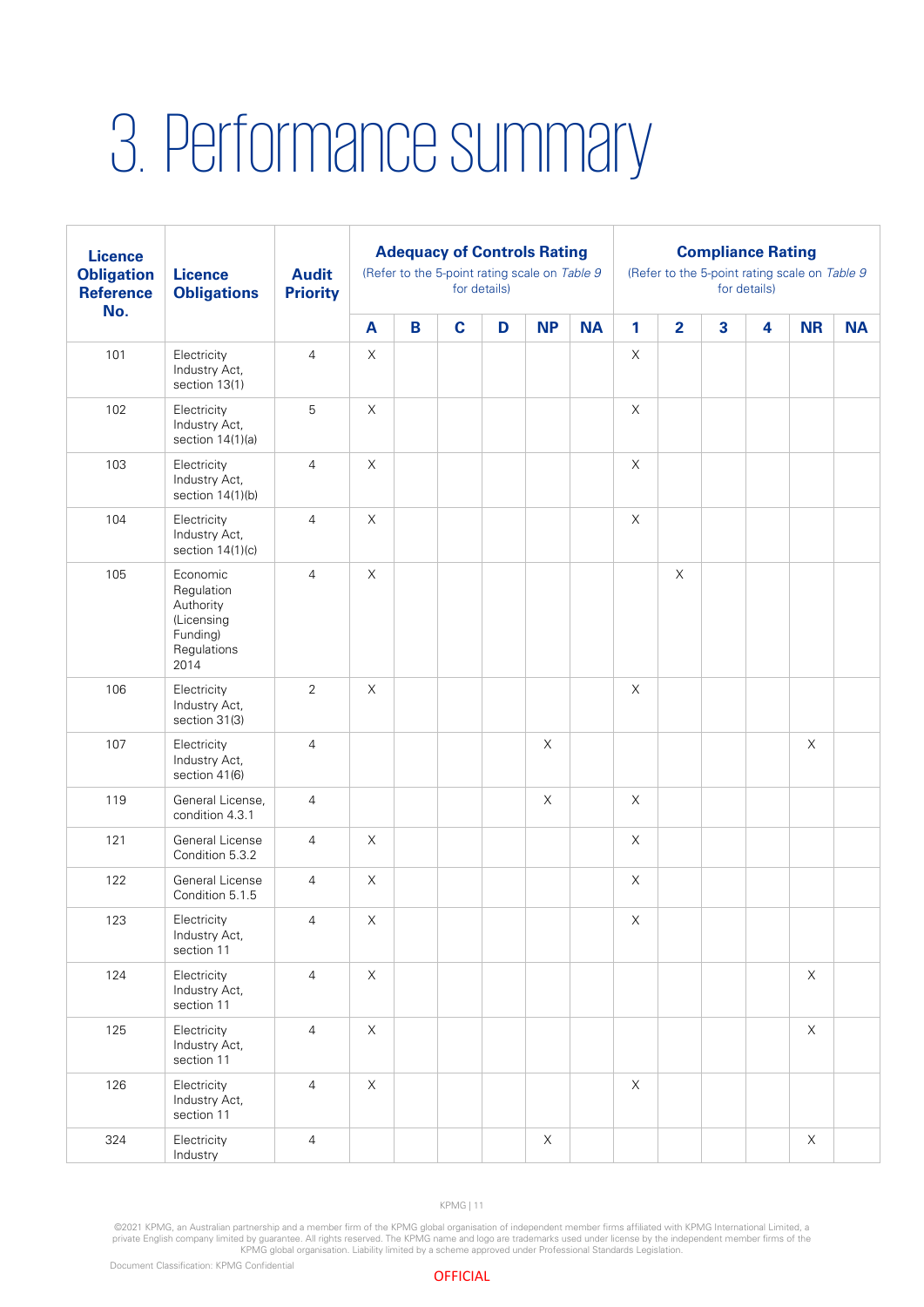# 3. Performance summary

| Licence Obligation Reference No. | Licence Obligations | Audit Priority | Adequacy of Controls Rating (Refer to the 5-point rating scale on *Table 9* for details) | | | | | | Compliance Rating (Refer to the 5-point rating scale on *Table 9* for details) | | | | | |
|---|---|---|---|---|---|---|---|---|---|---|---|---|---|---|
| | | | A | B | C | D | NP | NA | 1 | 2 | 3 | 4 | NR | NA |
| 101 | Electricity Industry Act, section 13(1) | 4 | X | | | | | | X | | | | | |
| 102 | Electricity Industry Act, section 14(1)(a) | 5 | X | | | | | | X | | | | | |
| 103 | Electricity Industry Act, section 14(1)(b) | 4 | X | | | | | | X | | | | | |
| 104 | Electricity Industry Act, section 14(1)(c) | 4 | X | | | | | | X | | | | | |
| 105 | Economic Regulation Authority (Licensing Funding) Regulations 2014 | 4 | X | | | | | | | X | | | | |
| 106 | Electricity Industry Act, section 31(3) | 2 | X | | | | | | X | | | | | |
| 107 | Electricity Industry Act, section 41(6) | 4 | | | | | X | | | | | | X | |
| 119 | General License, condition 4.3.1 | 4 | | | | | X | | X | | | | | |
| 121 | General License Condition 5.3.2 | 4 | X | | | | | | X | | | | | |
| 122 | General License Condition 5.1.5 | 4 | X | | | | | | X | | | | | |
| 123 | Electricity Industry Act, section 11 | 4 | X | | | | | | X | | | | | |
| 124 | Electricity Industry Act, section 11 | 4 | X | | | | | | | | | | X | |
| 125 | Electricity Industry Act, section 11 | 4 | X | | | | | | | | | | X | |
| 126 | Electricity Industry Act, section 11 | 4 | X | | | | | | X | | | | | |
| 324 | Electricity Industry | 4 | | | | | X | | | | | | X | |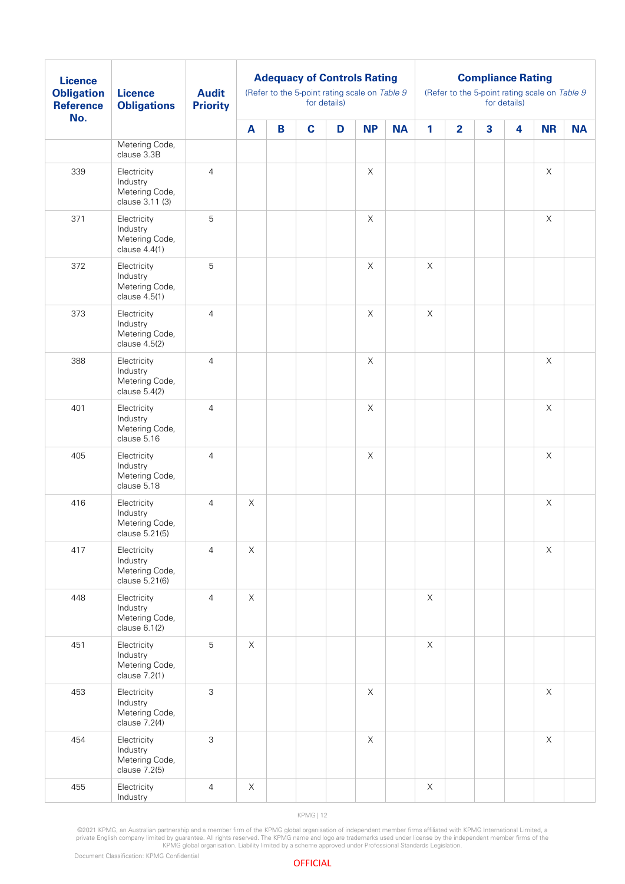| Licence Obligation Reference No. | Licence Obligations | Audit Priority | Adequacy of Controls Rating (Refer to the 5-point rating scale on *Table 9* for details) | | | | | | Compliance Rating (Refer to the 5-point rating scale on *Table 9* for details) | | | | | |
|---|---|---|---|---|---|---|---|---|---|---|---|---|---|---|
| | | | **A** | **B** | **C** | **D** | **NP** | **NA** | **1** | **2** | **3** | **4** | **NR** | **NA** |
| | Metering Code, clause 3.3B | | | | | | | | | | | | | |
| 339 | Electricity Industry Metering Code, clause 3.11 (3) | 4 | | | | | X | | | | | | X | |
| 371 | Electricity Industry Metering Code, clause 4.4(1) | 5 | | | | | X | | | | | | X | |
| 372 | Electricity Industry Metering Code, clause 4.5(1) | 5 | | | | | X | | X | | | | | |
| 373 | Electricity Industry Metering Code, clause 4.5(2) | 4 | | | | | X | | X | | | | | |
| 388 | Electricity Industry Metering Code, clause 5.4(2) | 4 | | | | | X | | | | | | X | |
| 401 | Electricity Industry Metering Code, clause 5.16 | 4 | | | | | X | | | | | | X | |
| 405 | Electricity Industry Metering Code, clause 5.18 | 4 | | | | | X | | | | | | X | |
| 416 | Electricity Industry Metering Code, clause 5.21(5) | 4 | X | | | | | | | | | | X | |
| 417 | Electricity Industry Metering Code, clause 5.21(6) | 4 | X | | | | | | | | | | X | |
| 448 | Electricity Industry Metering Code, clause 6.1(2) | 4 | X | | | | | | X | | | | | |
| 451 | Electricity Industry Metering Code, clause 7.2(1) | 5 | X | | | | | | X | | | | | |
| 453 | Electricity Industry Metering Code, clause 7.2(4) | 3 | | | | | X | | | | | | X | |
| 454 | Electricity Industry Metering Code, clause 7.2(5) | 3 | | | | | X | | | | | | X | |
| 455 | Electricity Industry | 4 | X | | | | | | X | | | | | |

©2021 KPMG, an Australian partnership and a member firm of the KPMG global organisation of independent member firms affiliated with KPMG International Limited, a private English company limited by guarantee. All rights reserved. The KPMG name and logo are trademarks used under license by the independent member firms of the KPMG global organisation. Liability limited by a scheme approved under Professional Standards Legislation.

Document Classification: KPMG Confidential

OFFICIAL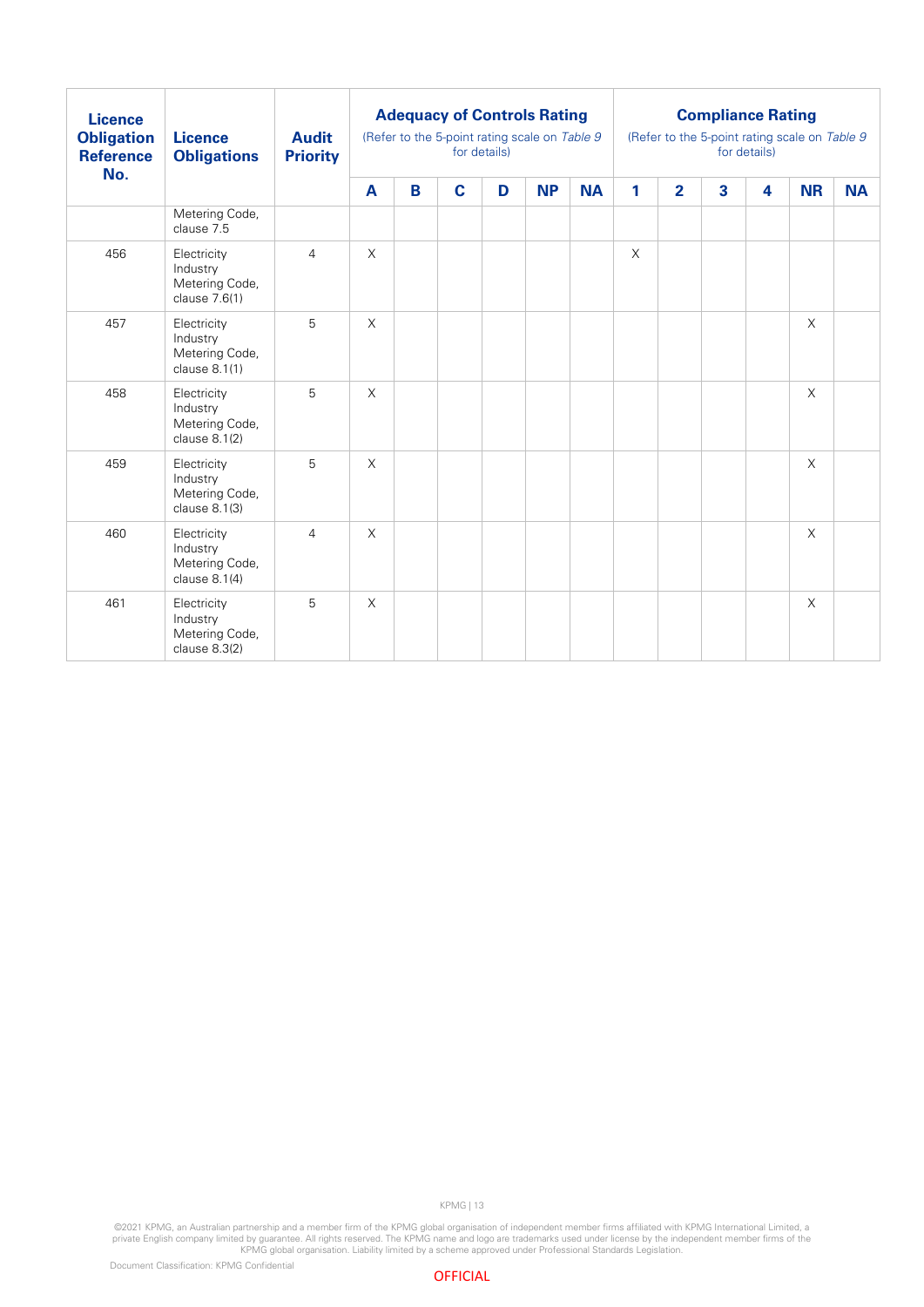| Licence Obligation Reference No. | Licence Obligations | Audit Priority | Adequacy of Controls Rating (Refer to the 5-point rating scale on *Table 9* for details) | | | | | | Compliance Rating (Refer to the 5-point rating scale on *Table 9* for details) | | | | | |
|---|---|---|---|---|---|---|---|---|---|---|---|---|---|---|
| | | | A | B | C | D | NP | NA | 1 | 2 | 3 | 4 | NR | NA |
| | Metering Code, clause 7.5 | | | | | | | | | | | | | |
| 456 | Electricity Industry Metering Code, clause 7.6(1) | 4 | X | | | | | | X | | | | | |
| 457 | Electricity Industry Metering Code, clause 8.1(1) | 5 | X | | | | | | | | | | X | |
| 458 | Electricity Industry Metering Code, clause 8.1(2) | 5 | X | | | | | | | | | | X | |
| 459 | Electricity Industry Metering Code, clause 8.1(3) | 5 | X | | | | | | | | | | X | |
| 460 | Electricity Industry Metering Code, clause 8.1(4) | 4 | X | | | | | | | | | | X | |
| 461 | Electricity Industry Metering Code, clause 8.3(2) | 5 | X | | | | | | | | | | X | |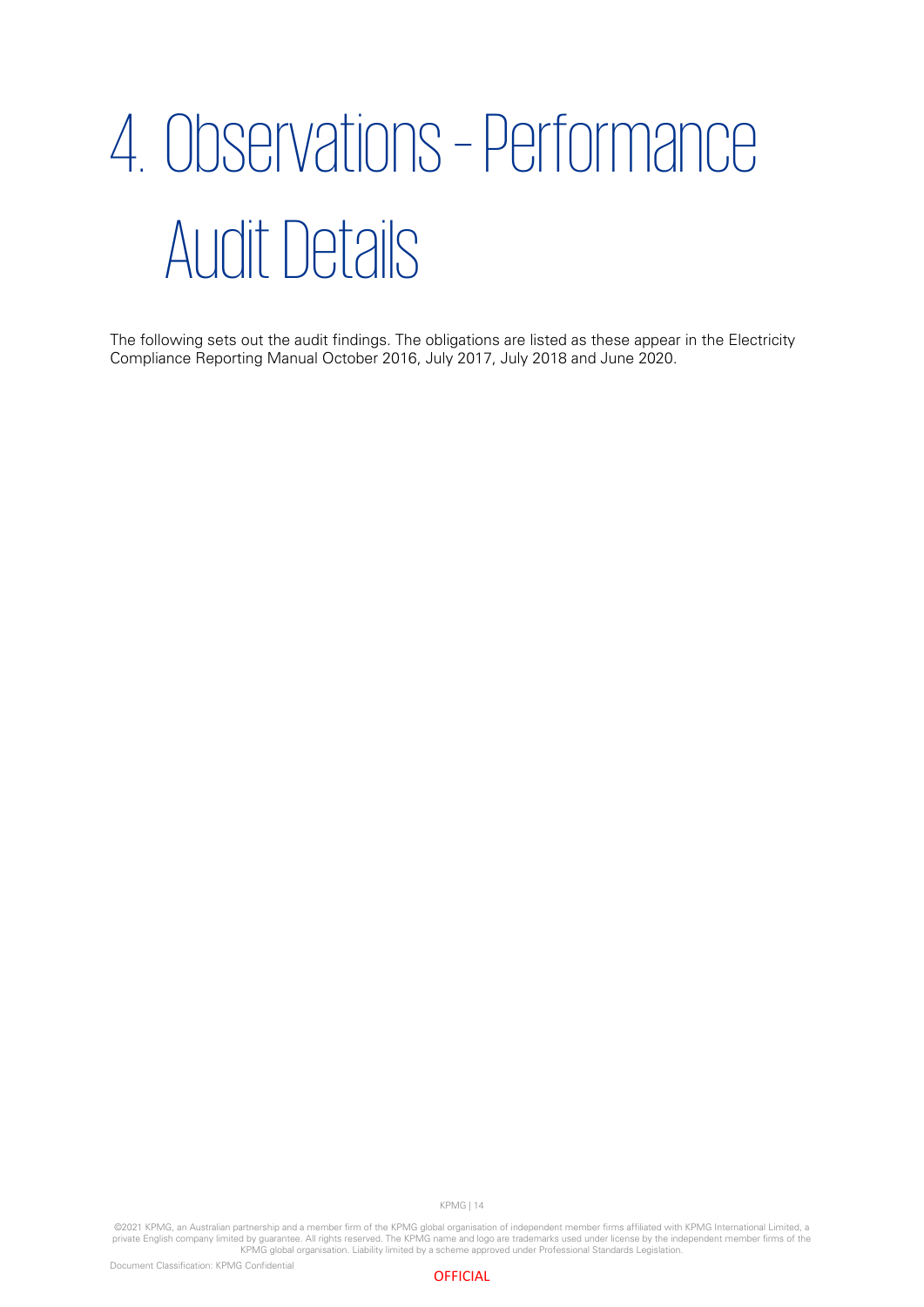# 4. Observations - Performance Audit Details

The following sets out the audit findings. The obligations are listed as these appear in the Electricity Compliance Reporting Manual October 2016, July 2017, July 2018 and June 2020.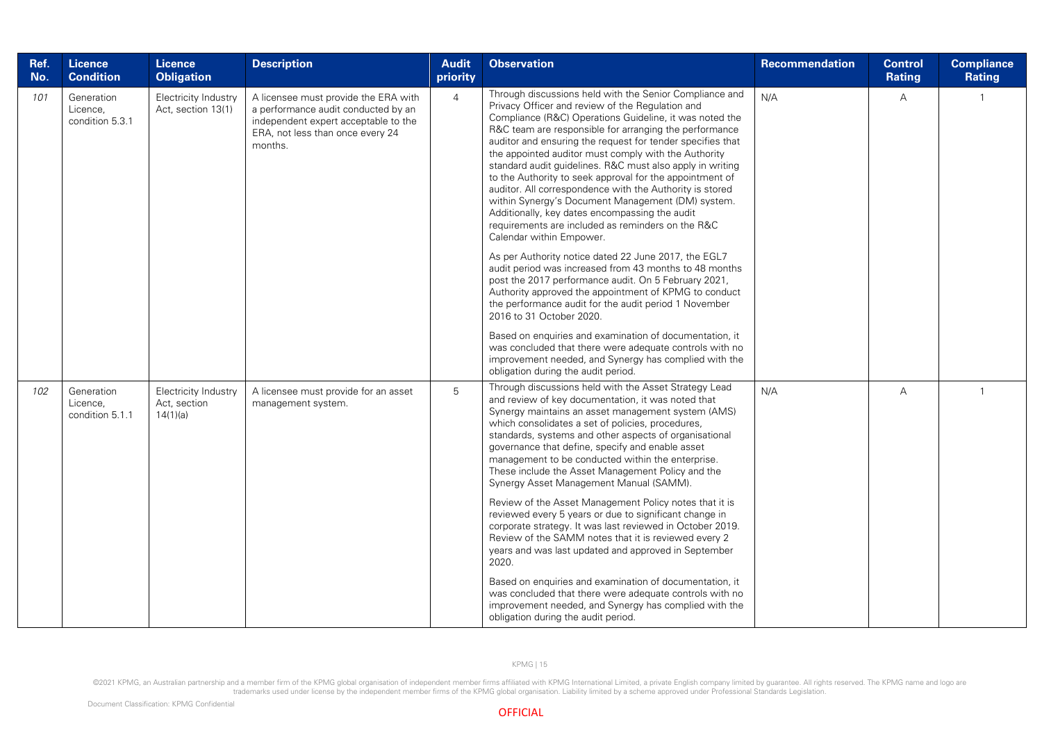| Ref. No. | Licence Condition | Licence Obligation | Description | Audit priority | Observation | Recommendation | Control Rating | Compliance Rating |
|---|---|---|---|---|---|---|---|---|
| *101* | Generation Licence, condition 5.3.1 | Electricity Industry Act, section 13(1) | A licensee must provide the ERA with a performance audit conducted by an independent expert acceptable to the ERA, not less than once every 24 months. | 4 | Through discussions held with the Senior Compliance and Privacy Officer and review of the Regulation and Compliance (R&C) Operations Guideline, it was noted the R&C team are responsible for arranging the performance auditor and ensuring the request for tender specifies that the appointed auditor must comply with the Authority standard audit guidelines. R&C must also apply in writing to the Authority to seek approval for the appointment of auditor. All correspondence with the Authority is stored within Synergy's Document Management (DM) system. Additionally, key dates encompassing the audit requirements are included as reminders on the R&C Calendar within Empower.<br><br>As per Authority notice dated 22 June 2017, the EGL7 audit period was increased from 43 months to 48 months post the 2017 performance audit. On 5 February 2021, Authority approved the appointment of KPMG to conduct the performance audit for the audit period 1 November 2016 to 31 October 2020.<br><br>Based on enquiries and examination of documentation, it was concluded that there were adequate controls with no improvement needed, and Synergy has complied with the obligation during the audit period. | N/A | A | 1 |
| *102* | Generation Licence, condition 5.1.1 | Electricity Industry Act, section 14(1)(a) | A licensee must provide for an asset management system. | 5 | Through discussions held with the Asset Strategy Lead and review of key documentation, it was noted that Synergy maintains an asset management system (AMS) which consolidates a set of policies, procedures, standards, systems and other aspects of organisational governance that define, specify and enable asset management to be conducted within the enterprise. These include the Asset Management Policy and the Synergy Asset Management Manual (SAMM).<br><br>Review of the Asset Management Policy notes that it is reviewed every 5 years or due to significant change in corporate strategy. It was last reviewed in October 2019. Review of the SAMM notes that it is reviewed every 2 years and was last updated and approved in September 2020.<br><br>Based on enquiries and examination of documentation, it was concluded that there were adequate controls with no improvement needed, and Synergy has complied with the obligation during the audit period. | N/A | A | 1 |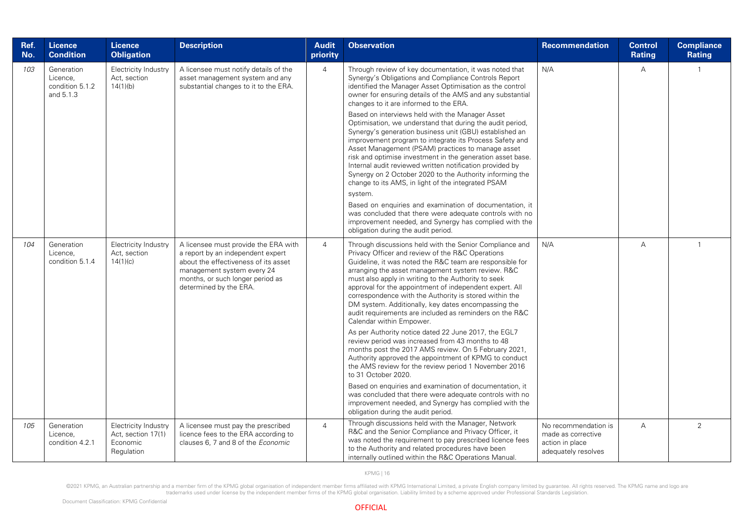| Ref. No. | Licence Condition | Licence Obligation | Description | Audit priority | Observation | Recommendation | Control Rating | Compliance Rating |
|---|---|---|---|---|---|---|---|---|
| *103* | Generation Licence, condition 5.1.2 and 5.1.3 | Electricity Industry Act, section 14(1)(b) | A licensee must notify details of the asset management system and any substantial changes to it to the ERA. | 4 | Through review of key documentation, it was noted that Synergy's Obligations and Compliance Controls Report identified the Manager Asset Optimisation as the control owner for ensuring details of the AMS and any substantial changes to it are informed to the ERA.<br><br>Based on interviews held with the Manager Asset Optimisation, we understand that during the audit period, Synergy's generation business unit (GBU) established an improvement program to integrate its Process Safety and Asset Management (PSAM) practices to manage asset risk and optimise investment in the generation asset base. Internal audit reviewed written notification provided by Synergy on 2 October 2020 to the Authority informing the change to its AMS, in light of the integrated PSAM system.<br><br>Based on enquiries and examination of documentation, it was concluded that there were adequate controls with no improvement needed, and Synergy has complied with the obligation during the audit period. | N/A | A | 1 |
| *104* | Generation Licence, condition 5.1.4 | Electricity Industry Act, section 14(1)(c) | A licensee must provide the ERA with a report by an independent expert about the effectiveness of its asset management system every 24 months, or such longer period as determined by the ERA. | 4 | Through discussions held with the Senior Compliance and Privacy Officer and review of the R&C Operations Guideline, it was noted the R&C team are responsible for arranging the asset management system review. R&C must also apply in writing to the Authority to seek approval for the appointment of independent expert. All correspondence with the Authority is stored within the DM system. Additionally, key dates encompassing the audit requirements are included as reminders on the R&C Calendar within Empower.<br><br>As per Authority notice dated 22 June 2017, the EGL7 review period was increased from 43 months to 48 months post the 2017 AMS review. On 5 February 2021, Authority approved the appointment of KPMG to conduct the AMS review for the review period 1 November 2016 to 31 October 2020.<br><br>Based on enquiries and examination of documentation, it was concluded that there were adequate controls with no improvement needed, and Synergy has complied with the obligation during the audit period. | N/A | A | 1 |
| *105* | Generation Licence, condition 4.2.1 | Electricity Industry Act, section 17(1) Economic Regulation | A licensee must pay the prescribed licence fees to the ERA according to clauses 6, 7 and 8 of the *Economic* | 4 | Through discussions held with the Manager, Network R&C and the Senior Compliance and Privacy Officer, it was noted the requirement to pay prescribed licence fees to the Authority and related procedures have been internally outlined within the R&C Operations Manual. | No recommendation is made as corrective action in place adequately resolves | A | 2 |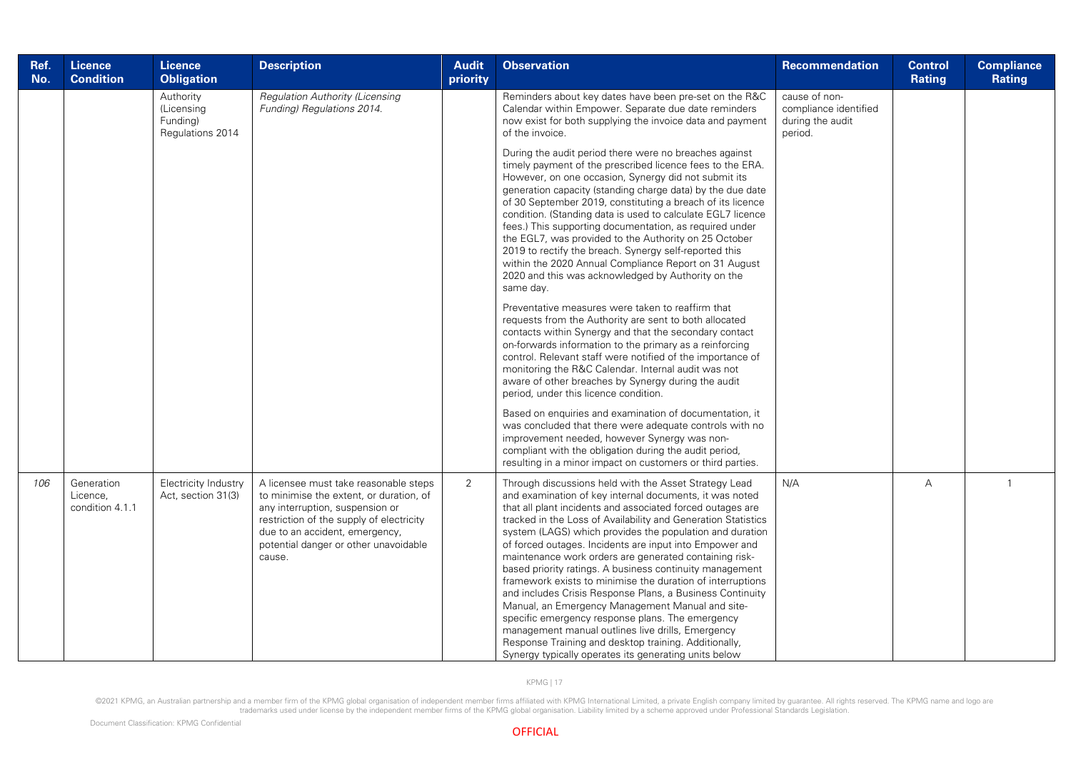| Ref. No. | Licence Condition | Licence Obligation | Description | Audit priority | Observation | Recommendation | Control Rating | Compliance Rating |
|---|---|---|---|---|---|---|---|---|
| | | Authority (Licensing Funding) Regulations 2014 | *Regulation Authority (Licensing Funding) Regulations 2014.* | | Reminders about key dates have been pre-set on the R&C Calendar within Empower. Separate due date reminders now exist for both supplying the invoice data and payment of the invoice.<br><br>During the audit period there were no breaches against timely payment of the prescribed licence fees to the ERA. However, on one occasion, Synergy did not submit its generation capacity (standing charge data) by the due date of 30 September 2019, constituting a breach of its licence condition. (Standing data is used to calculate EGL7 licence fees.) This supporting documentation, as required under the EGL7, was provided to the Authority on 25 October 2019 to rectify the breach. Synergy self-reported this within the 2020 Annual Compliance Report on 31 August 2020 and this was acknowledged by Authority on the same day.<br><br>Preventative measures were taken to reaffirm that requests from the Authority are sent to both allocated contacts within Synergy and that the secondary contact on-forwards information to the primary as a reinforcing control. Relevant staff were notified of the importance of monitoring the R&C Calendar. Internal audit was not aware of other breaches by Synergy during the audit period, under this licence condition.<br><br>Based on enquiries and examination of documentation, it was concluded that there were adequate controls with no improvement needed, however Synergy was non-compliant with the obligation during the audit period, resulting in a minor impact on customers or third parties. | cause of non-compliance identified during the audit period. | | |
| *106* | Generation Licence, condition 4.1.1 | Electricity Industry Act, section 31(3) | A licensee must take reasonable steps to minimise the extent, or duration, of any interruption, suspension or restriction of the supply of electricity due to an accident, emergency, potential danger or other unavoidable cause. | 2 | Through discussions held with the Asset Strategy Lead and examination of key internal documents, it was noted that all plant incidents and associated forced outages are tracked in the Loss of Availability and Generation Statistics system (LAGS) which provides the population and duration of forced outages. Incidents are input into Empower and maintenance work orders are generated containing risk-based priority ratings. A business continuity management framework exists to minimise the duration of interruptions and includes Crisis Response Plans, a Business Continuity Manual, an Emergency Management Manual and site-specific emergency response plans. The emergency management manual outlines live drills, Emergency Response Training and desktop training. Additionally, Synergy typically operates its generating units below | N/A | A | 1 |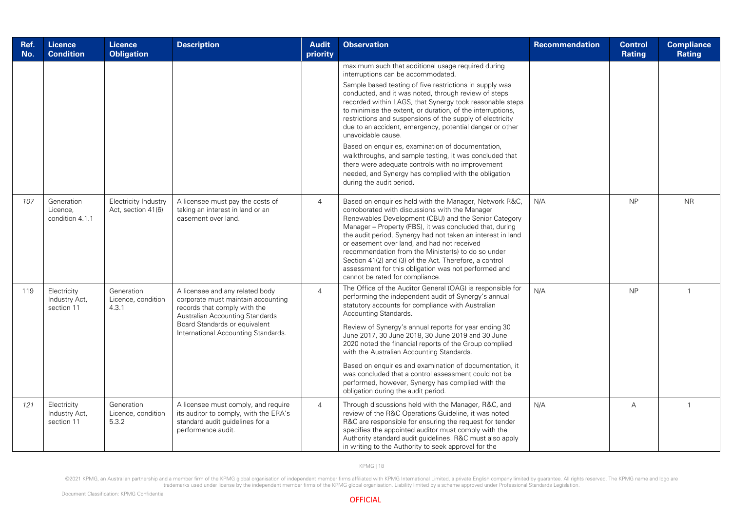| Ref. No. | Licence Condition | Licence Obligation | Description | Audit priority | Observation | Recommendation | Control Rating | Compliance Rating |
|---|---|---|---|---|---|---|---|---|
| | | | | | maximum such that additional usage required during interruptions can be accommodated.<br><br>Sample based testing of five restrictions in supply was conducted, and it was noted, through review of steps recorded within LAGS, that Synergy took reasonable steps to minimise the extent, or duration, of the interruptions, restrictions and suspensions of the supply of electricity due to an accident, emergency, potential danger or other unavoidable cause.<br><br>Based on enquiries, examination of documentation, walkthroughs, and sample testing, it was concluded that there were adequate controls with no improvement needed, and Synergy has complied with the obligation during the audit period. | | | |
| *107* | Generation Licence, condition 4.1.1 | Electricity Industry Act, section 41(6) | A licensee must pay the costs of taking an interest in land or an easement over land. | 4 | Based on enquiries held with the Manager, Network R&C, corroborated with discussions with the Manager Renewables Development (CBU) and the Senior Category Manager – Property (FBS), it was concluded that, during the audit period, Synergy had not taken an interest in land or easement over land, and had not received recommendation from the Minister(s) to do so under Section 41(2) and (3) of the Act. Therefore, a control assessment for this obligation was not performed and cannot be rated for compliance. | N/A | NP | NR |
| 119 | Electricity Industry Act, section 11 | Generation Licence, condition 4.3.1 | A licensee and any related body corporate must maintain accounting records that comply with the Australian Accounting Standards Board Standards or equivalent International Accounting Standards. | 4 | The Office of the Auditor General (OAG) is responsible for performing the independent audit of Synergy's annual statutory accounts for compliance with Australian Accounting Standards.<br><br>Review of Synergy's annual reports for year ending 30 June 2017, 30 June 2018, 30 June 2019 and 30 June 2020 noted the financial reports of the Group complied with the Australian Accounting Standards.<br><br>Based on enquiries and examination of documentation, it was concluded that a control assessment could not be performed, however, Synergy has complied with the obligation during the audit period. | N/A | NP | 1 |
| *121* | Electricity Industry Act, section 11 | Generation Licence, condition 5.3.2 | A licensee must comply, and require its auditor to comply, with the ERA's standard audit guidelines for a performance audit. | 4 | Through discussions held with the Manager, R&C, and review of the R&C Operations Guideline, it was noted R&C are responsible for ensuring the request for tender specifies the appointed auditor must comply with the Authority standard audit guidelines. R&C must also apply in writing to the Authority to seek approval for the | N/A | A | 1 |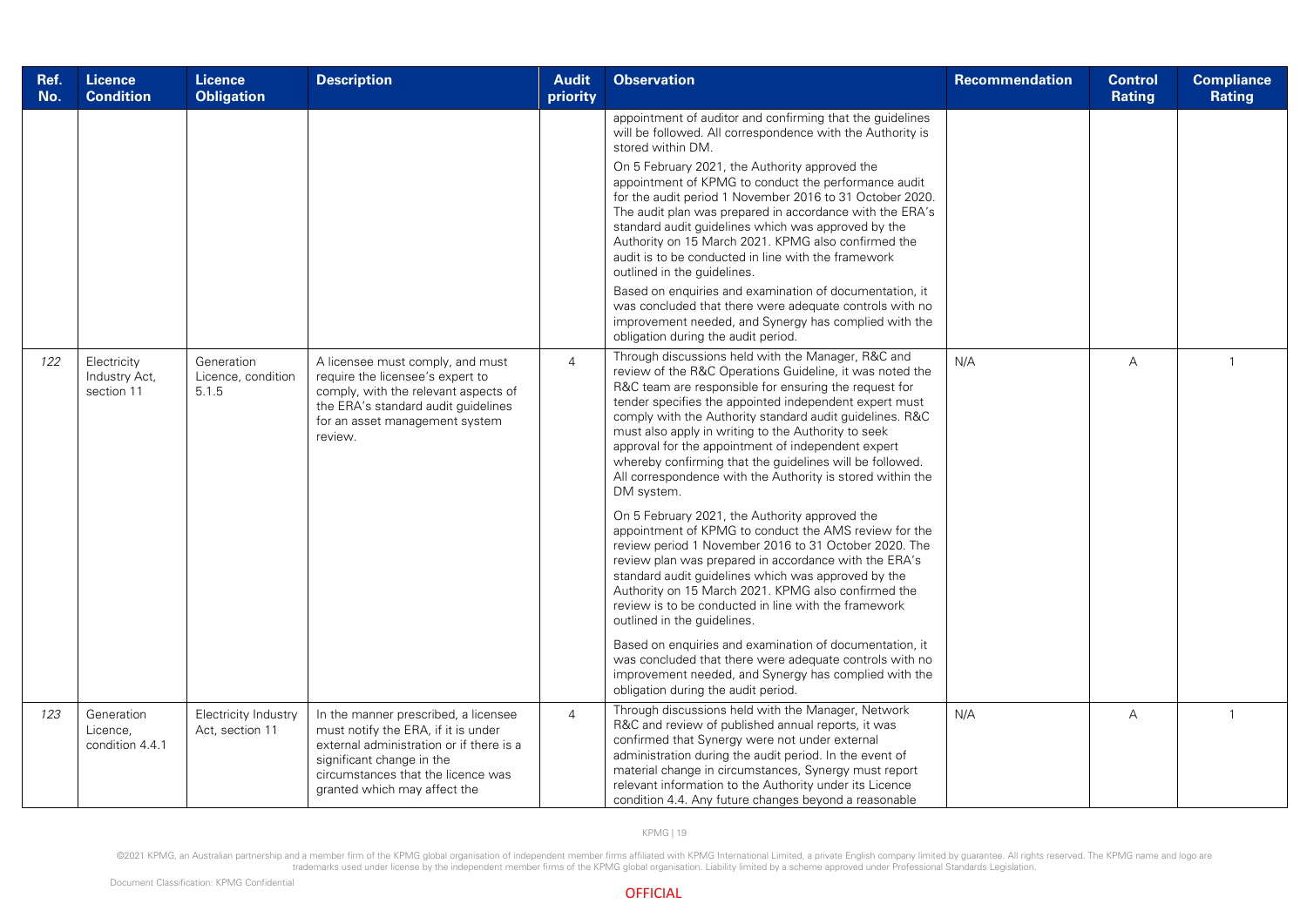| Ref. No. | Licence Condition | Licence Obligation | Description | Audit priority | Observation | Recommendation | Control Rating | Compliance Rating |
|---|---|---|---|---|---|---|---|---|
| | | | | | appointment of auditor and confirming that the guidelines will be followed. All correspondence with the Authority is stored within DM. On 5 February 2021, the Authority approved the appointment of KPMG to conduct the performance audit for the audit period 1 November 2016 to 31 October 2020. The audit plan was prepared in accordance with the ERA's standard audit guidelines which was approved by the Authority on 15 March 2021. KPMG also confirmed the audit is to be conducted in line with the framework outlined in the guidelines. Based on enquiries and examination of documentation, it was concluded that there were adequate controls with no improvement needed, and Synergy has complied with the obligation during the audit period. | | | |
| *122* | Electricity Industry Act, section 11 | Generation Licence, condition 5.1.5 | A licensee must comply, and must require the licensee's expert to comply, with the relevant aspects of the ERA's standard audit guidelines for an asset management system review. | 4 | Through discussions held with the Manager, R&C and review of the R&C Operations Guideline, it was noted the R&C team are responsible for ensuring the request for tender specifies the appointed independent expert must comply with the Authority standard audit guidelines. R&C must also apply in writing to the Authority to seek approval for the appointment of independent expert whereby confirming that the guidelines will be followed. All correspondence with the Authority is stored within the DM system. On 5 February 2021, the Authority approved the appointment of KPMG to conduct the AMS review for the review period 1 November 2016 to 31 October 2020. The review plan was prepared in accordance with the ERA's standard audit guidelines which was approved by the Authority on 15 March 2021. KPMG also confirmed the review is to be conducted in line with the framework outlined in the guidelines. Based on enquiries and examination of documentation, it was concluded that there were adequate controls with no improvement needed, and Synergy has complied with the obligation during the audit period. | N/A | A | 1 |
| *123* | Generation Licence, condition 4.4.1 | Electricity Industry Act, section 11 | In the manner prescribed, a licensee must notify the ERA, if it is under external administration or if there is a significant change in the circumstances that the licence was granted which may affect the | 4 | Through discussions held with the Manager, Network R&C and review of published annual reports, it was confirmed that Synergy were not under external administration during the audit period. In the event of material change in circumstances, Synergy must report relevant information to the Authority under its Licence condition 4.4. Any future changes beyond a reasonable | N/A | A | 1 |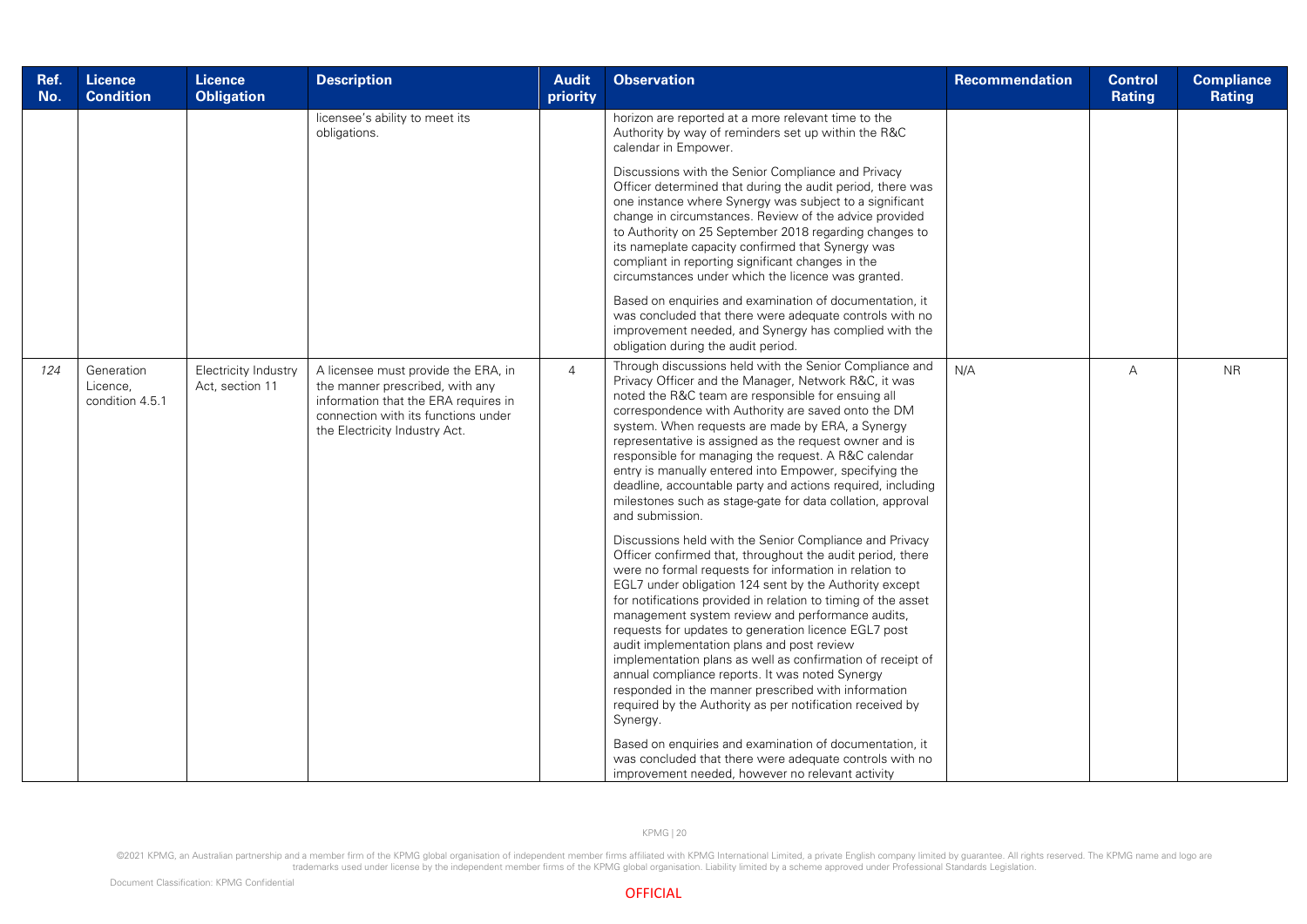| Ref. No. | Licence Condition | Licence Obligation | Description | Audit priority | Observation | Recommendation | Control Rating | Compliance Rating |
|---|---|---|---|---|---|---|---|---|
| | | | licensee's ability to meet its obligations. | | horizon are reported at a more relevant time to the Authority by way of reminders set up within the R&C calendar in Empower.<br><br>Discussions with the Senior Compliance and Privacy Officer determined that during the audit period, there was one instance where Synergy was subject to a significant change in circumstances. Review of the advice provided to Authority on 25 September 2018 regarding changes to its nameplate capacity confirmed that Synergy was compliant in reporting significant changes in the circumstances under which the licence was granted.<br><br>Based on enquiries and examination of documentation, it was concluded that there were adequate controls with no improvement needed, and Synergy has complied with the obligation during the audit period. | | | |
| *124* | Generation Licence, condition 4.5.1 | Electricity Industry Act, section 11 | A licensee must provide the ERA, in the manner prescribed, with any information that the ERA requires in connection with its functions under the Electricity Industry Act. | 4 | Through discussions held with the Senior Compliance and Privacy Officer and the Manager, Network R&C, it was noted the R&C team are responsible for ensuing all correspondence with Authority are saved onto the DM system. When requests are made by ERA, a Synergy representative is assigned as the request owner and is responsible for managing the request. A R&C calendar entry is manually entered into Empower, specifying the deadline, accountable party and actions required, including milestones such as stage-gate for data collation, approval and submission.<br><br>Discussions held with the Senior Compliance and Privacy Officer confirmed that, throughout the audit period, there were no formal requests for information in relation to EGL7 under obligation 124 sent by the Authority except for notifications provided in relation to timing of the asset management system review and performance audits, requests for updates to generation licence EGL7 post audit implementation plans and post review implementation plans as well as confirmation of receipt of annual compliance reports. It was noted Synergy responded in the manner prescribed with information required by the Authority as per notification received by Synergy.<br><br>Based on enquiries and examination of documentation, it was concluded that there were adequate controls with no improvement needed, however no relevant activity | N/A | A | NR |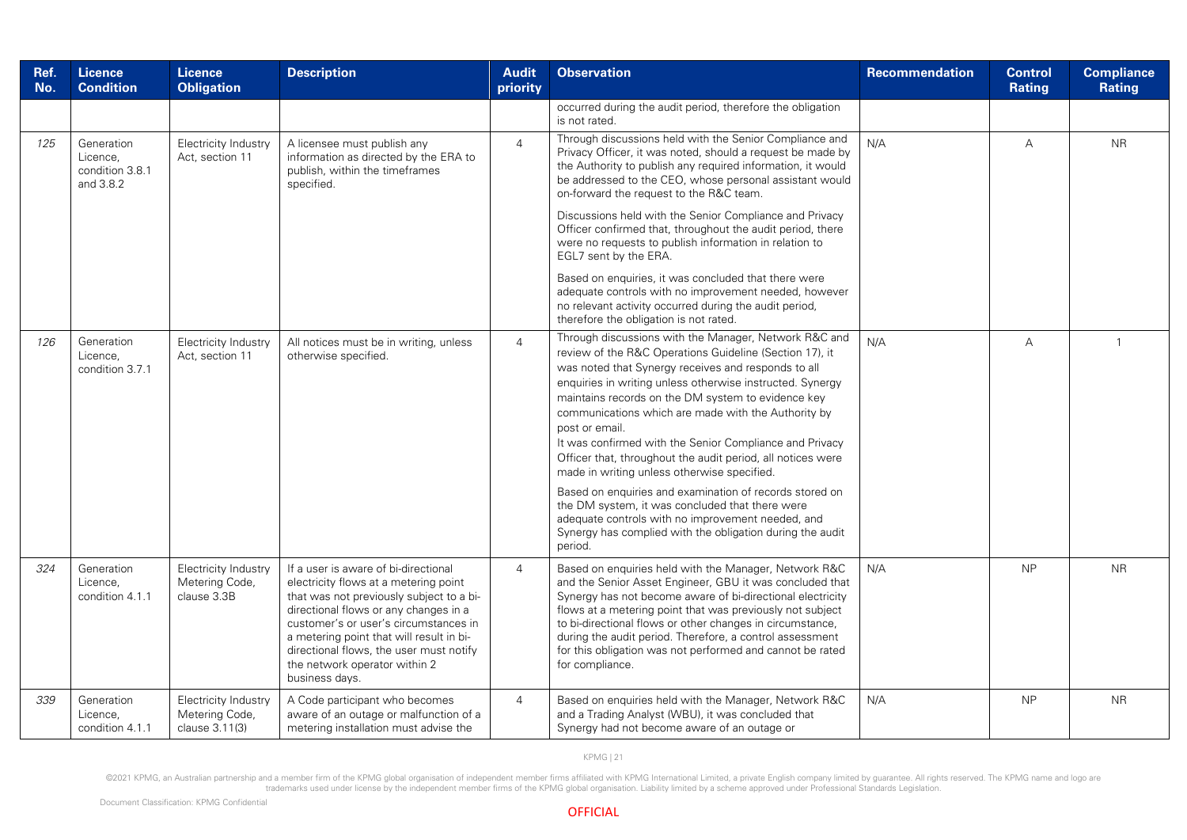| Ref. No. | Licence Condition | Licence Obligation | Description | Audit priority | Observation | Recommendation | Control Rating | Compliance Rating |
|---|---|---|---|---|---|---|---|---|
| | | | | | occurred during the audit period, therefore the obligation is not rated. | | | |
| 125 | Generation Licence, condition 3.8.1 and 3.8.2 | Electricity Industry Act, section 11 | A licensee must publish any information as directed by the ERA to publish, within the timeframes specified. | 4 | Through discussions held with the Senior Compliance and Privacy Officer, it was noted, should a request be made by the Authority to publish any required information, it would be addressed to the CEO, whose personal assistant would on-forward the request to the R&C team.<br><br>Discussions held with the Senior Compliance and Privacy Officer confirmed that, throughout the audit period, there were no requests to publish information in relation to EGL7 sent by the ERA.<br><br>Based on enquiries, it was concluded that there were adequate controls with no improvement needed, however no relevant activity occurred during the audit period, therefore the obligation is not rated. | N/A | A | NR |
| 126 | Generation Licence, condition 3.7.1 | Electricity Industry Act, section 11 | All notices must be in writing, unless otherwise specified. | 4 | Through discussions with the Manager, Network R&C and review of the R&C Operations Guideline (Section 17), it was noted that Synergy receives and responds to all enquiries in writing unless otherwise instructed. Synergy maintains records on the DM system to evidence key communications which are made with the Authority by post or email.<br>It was confirmed with the Senior Compliance and Privacy Officer that, throughout the audit period, all notices were made in writing unless otherwise specified.<br><br>Based on enquiries and examination of records stored on the DM system, it was concluded that there were adequate controls with no improvement needed, and Synergy has complied with the obligation during the audit period. | N/A | A | 1 |
| 324 | Generation Licence, condition 4.1.1 | Electricity Industry Metering Code, clause 3.3B | If a user is aware of bi-directional electricity flows at a metering point that was not previously subject to a bi-directional flows or any changes in a customer's or user's circumstances in a metering point that will result in bi-directional flows, the user must notify the network operator within 2 business days. | 4 | Based on enquiries held with the Manager, Network R&C and the Senior Asset Engineer, GBU it was concluded that Synergy has not become aware of bi-directional electricity flows at a metering point that was previously not subject to bi-directional flows or other changes in circumstance, during the audit period. Therefore, a control assessment for this obligation was not performed and cannot be rated for compliance. | N/A | NP | NR |
| 339 | Generation Licence, condition 4.1.1 | Electricity Industry Metering Code, clause 3.11(3) | A Code participant who becomes aware of an outage or malfunction of a metering installation must advise the | 4 | Based on enquiries held with the Manager, Network R&C and a Trading Analyst (WBU), it was concluded that Synergy had not become aware of an outage or | N/A | NP | NR |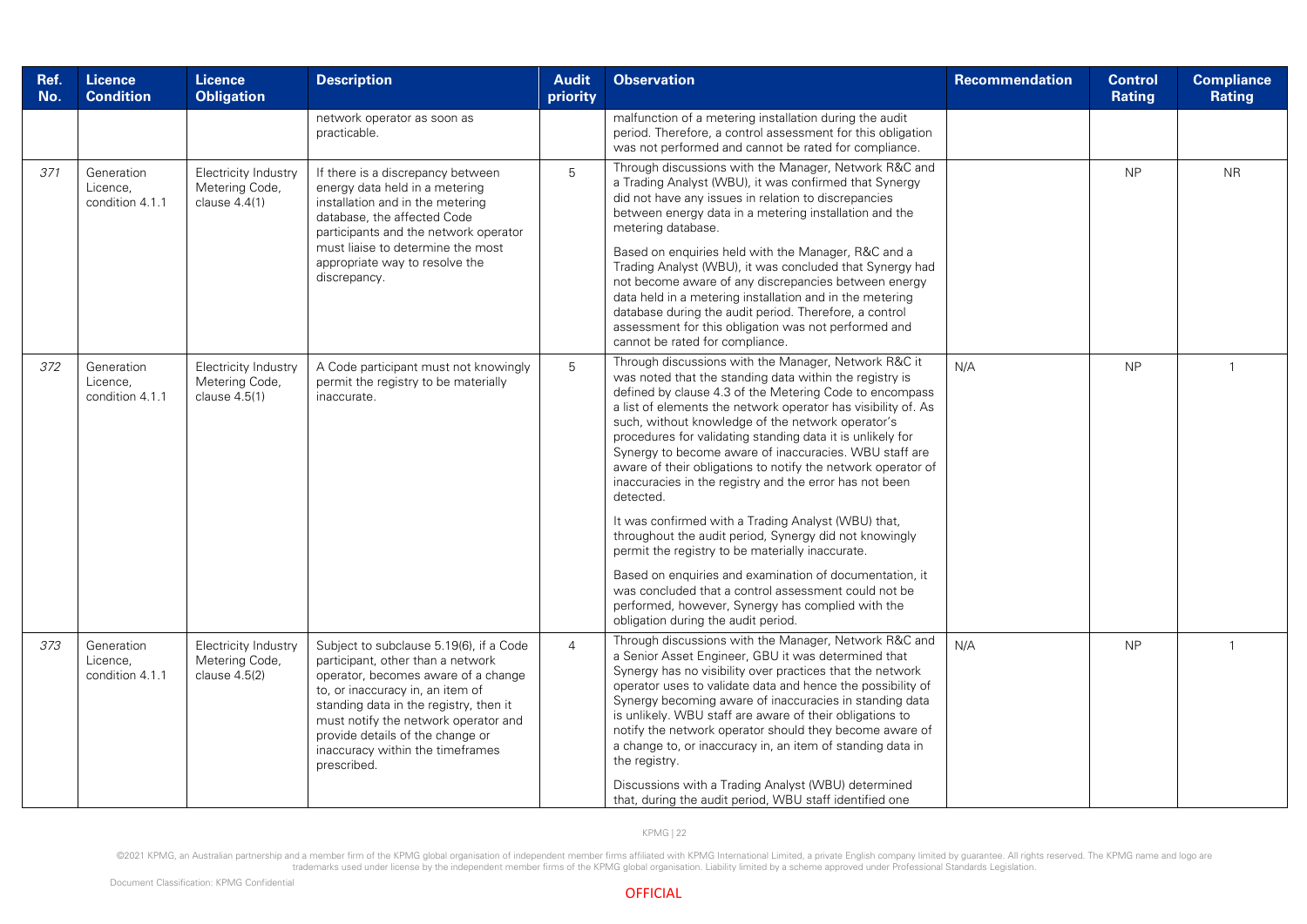| Ref. No. | Licence Condition | Licence Obligation | Description | Audit priority | Observation | Recommendation | Control Rating | Compliance Rating |
|---|---|---|---|---|---|---|---|---|
| | | | network operator as soon as practicable. | | malfunction of a metering installation during the audit period. Therefore, a control assessment for this obligation was not performed and cannot be rated for compliance. | | | |
| *371* | Generation Licence, condition 4.1.1 | Electricity Industry Metering Code, clause 4.4(1) | If there is a discrepancy between energy data held in a metering installation and in the metering database, the affected Code participants and the network operator must liaise to determine the most appropriate way to resolve the discrepancy. | 5 | Through discussions with the Manager, Network R&C and a Trading Analyst (WBU), it was confirmed that Synergy did not have any issues in relation to discrepancies between energy data in a metering installation and the metering database.<br><br>Based on enquiries held with the Manager, R&C and a Trading Analyst (WBU), it was concluded that Synergy had not become aware of any discrepancies between energy data held in a metering installation and in the metering database during the audit period. Therefore, a control assessment for this obligation was not performed and cannot be rated for compliance. | | NP | NR |
| *372* | Generation Licence, condition 4.1.1 | Electricity Industry Metering Code, clause 4.5(1) | A Code participant must not knowingly permit the registry to be materially inaccurate. | 5 | Through discussions with the Manager, Network R&C it was noted that the standing data within the registry is defined by clause 4.3 of the Metering Code to encompass a list of elements the network operator has visibility of. As such, without knowledge of the network operator's procedures for validating standing data it is unlikely for Synergy to become aware of inaccuracies. WBU staff are aware of their obligations to notify the network operator of inaccuracies in the registry and the error has not been detected.<br><br>It was confirmed with a Trading Analyst (WBU) that, throughout the audit period, Synergy did not knowingly permit the registry to be materially inaccurate.<br><br>Based on enquiries and examination of documentation, it was concluded that a control assessment could not be performed, however, Synergy has complied with the obligation during the audit period. | N/A | NP | 1 |
| *373* | Generation Licence, condition 4.1.1 | Electricity Industry Metering Code, clause 4.5(2) | Subject to subclause 5.19(6), if a Code participant, other than a network operator, becomes aware of a change to, or inaccuracy in, an item of standing data in the registry, then it must notify the network operator and provide details of the change or inaccuracy within the timeframes prescribed. | 4 | Through discussions with the Manager, Network R&C and a Senior Asset Engineer, GBU it was determined that Synergy has no visibility over practices that the network operator uses to validate data and hence the possibility of Synergy becoming aware of inaccuracies in standing data is unlikely. WBU staff are aware of their obligations to notify the network operator should they become aware of a change to, or inaccuracy in, an item of standing data in the registry.<br><br>Discussions with a Trading Analyst (WBU) determined that, during the audit period, WBU staff identified one | N/A | NP | 1 |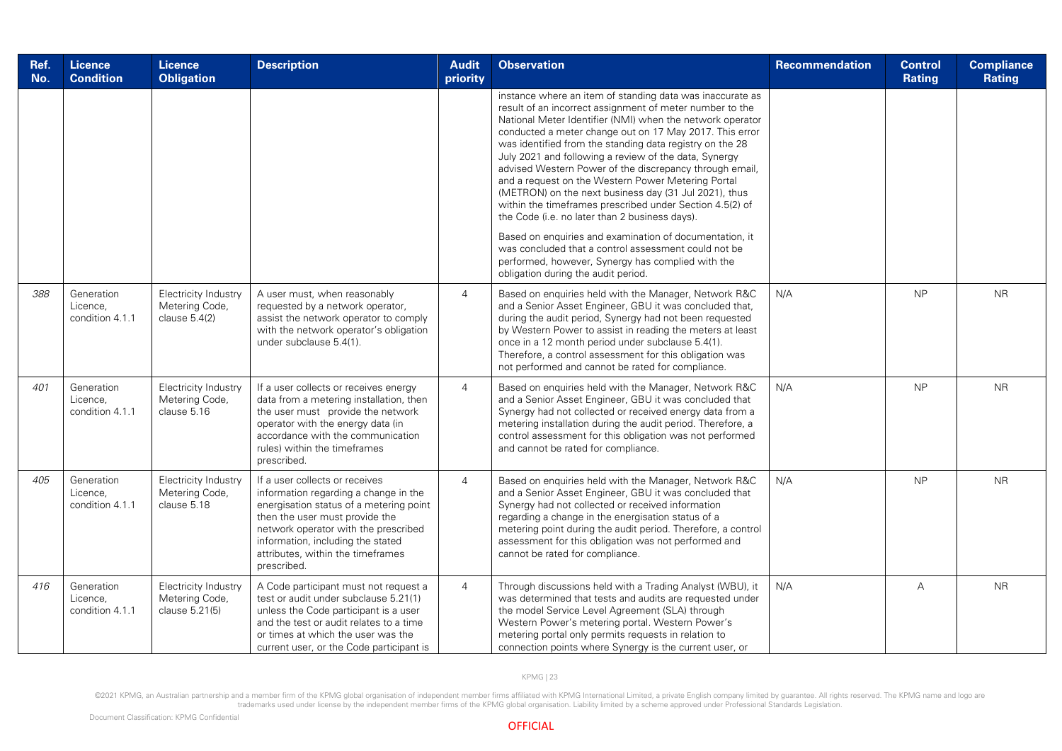| Ref. No. | Licence Condition | Licence Obligation | Description | Audit priority | Observation | Recommendation | Control Rating | Compliance Rating |
|---|---|---|---|---|---|---|---|---|
| | | | | | instance where an item of standing data was inaccurate as result of an incorrect assignment of meter number to the National Meter Identifier (NMI) when the network operator conducted a meter change out on 17 May 2017. This error was identified from the standing data registry on the 28 July 2021 and following a review of the data, Synergy advised Western Power of the discrepancy through email, and a request on the Western Power Metering Portal (METRON) on the next business day (31 Jul 2021), thus within the timeframes prescribed under Section 4.5(2) of the Code (i.e. no later than 2 business days). Based on enquiries and examination of documentation, it was concluded that a control assessment could not be performed, however, Synergy has complied with the obligation during the audit period. | | | |
| *388* | Generation Licence, condition 4.1.1 | Electricity Industry Metering Code, clause 5.4(2) | A user must, when reasonably requested by a network operator, assist the network operator to comply with the network operator's obligation under subclause 5.4(1). | 4 | Based on enquiries held with the Manager, Network R&C and a Senior Asset Engineer, GBU it was concluded that, during the audit period, Synergy had not been requested by Western Power to assist in reading the meters at least once in a 12 month period under subclause 5.4(1). Therefore, a control assessment for this obligation was not performed and cannot be rated for compliance. | N/A | NP | NR |
| *401* | Generation Licence, condition 4.1.1 | Electricity Industry Metering Code, clause 5.16 | If a user collects or receives energy data from a metering installation, then the user must provide the network operator with the energy data (in accordance with the communication rules) within the timeframes prescribed. | 4 | Based on enquiries held with the Manager, Network R&C and a Senior Asset Engineer, GBU it was concluded that Synergy had not collected or received energy data from a metering installation during the audit period. Therefore, a control assessment for this obligation was not performed and cannot be rated for compliance. | N/A | NP | NR |
| *405* | Generation Licence, condition 4.1.1 | Electricity Industry Metering Code, clause 5.18 | If a user collects or receives information regarding a change in the energisation status of a metering point then the user must provide the network operator with the prescribed information, including the stated attributes, within the timeframes prescribed. | 4 | Based on enquiries held with the Manager, Network R&C and a Senior Asset Engineer, GBU it was concluded that Synergy had not collected or received information regarding a change in the energisation status of a metering point during the audit period. Therefore, a control assessment for this obligation was not performed and cannot be rated for compliance. | N/A | NP | NR |
| *416* | Generation Licence, condition 4.1.1 | Electricity Industry Metering Code, clause 5.21(5) | A Code participant must not request a test or audit under subclause 5.21(1) unless the Code participant is a user and the test or audit relates to a time or times at which the user was the current user, or the Code participant is | 4 | Through discussions held with a Trading Analyst (WBU), it was determined that tests and audits are requested under the model Service Level Agreement (SLA) through Western Power's metering portal. Western Power's metering portal only permits requests in relation to connection points where Synergy is the current user, or | N/A | A | NR |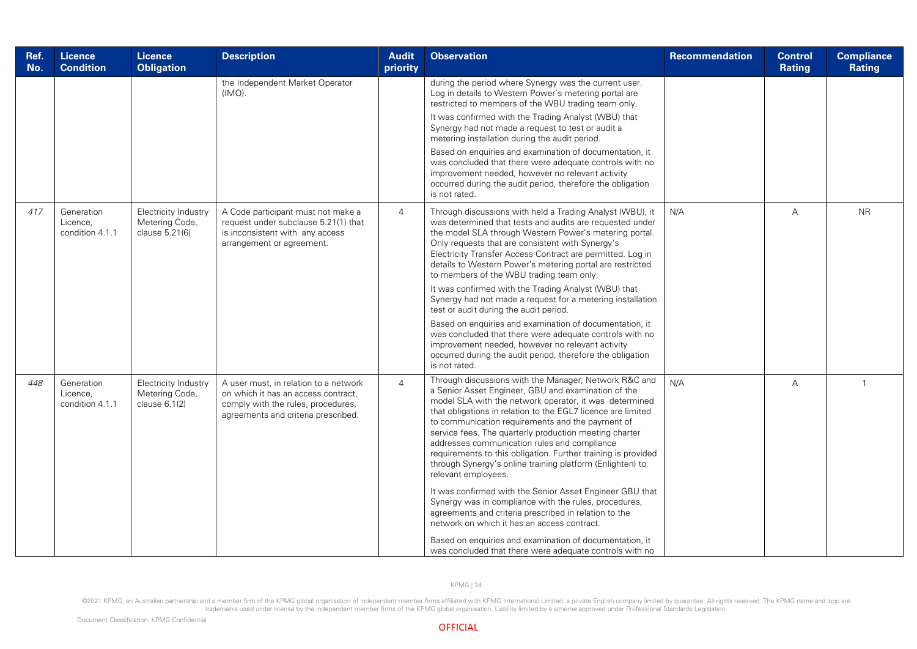| Ref. No. | Licence Condition | Licence Obligation | Description | Audit priority | Observation | Recommendation | Control Rating | Compliance Rating |
|---|---|---|---|---|---|---|---|---|
| | | | the Independent Market Operator (IMO). | | during the period where Synergy was the current user. Log in details to Western Power's metering portal are restricted to members of the WBU trading team only.<br><br>It was confirmed with the Trading Analyst (WBU) that Synergy had not made a request to test or audit a metering installation during the audit period.<br><br>Based on enquiries and examination of documentation, it was concluded that there were adequate controls with no improvement needed, however no relevant activity occurred during the audit period, therefore the obligation is not rated. | | | |
| *417* | Generation Licence, condition 4.1.1 | Electricity Industry Metering Code, clause 5.21(6) | A Code participant must not make a request under subclause 5.21(1) that is inconsistent with any access arrangement or agreement. | 4 | Through discussions with held a Trading Analyst (WBU), it was determined that tests and audits are requested under the model SLA through Western Power's metering portal. Only requests that are consistent with Synergy's Electricity Transfer Access Contract are permitted. Log in details to Western Power's metering portal are restricted to members of the WBU trading team only.<br><br>It was confirmed with the Trading Analyst (WBU) that Synergy had not made a request for a metering installation test or audit during the audit period.<br><br>Based on enquiries and examination of documentation, it was concluded that there were adequate controls with no improvement needed, however no relevant activity occurred during the audit period, therefore the obligation is not rated. | N/A | A | NR |
| *448* | Generation Licence, condition 4.1.1 | Electricity Industry Metering Code, clause 6.1(2) | A user must, in relation to a network on which it has an access contract, comply with the rules, procedures, agreements and criteria prescribed. | 4 | Through discussions with the Manager, Network R&C and a Senior Asset Engineer, GBU and examination of the model SLA with the network operator, it was determined that obligations in relation to the EGL7 licence are limited to communication requirements and the payment of service fees. The quarterly production meeting charter addresses communication rules and compliance requirements to this obligation. Further training is provided through Synergy's online training platform (Enlighten) to relevant employees.<br><br>It was confirmed with the Senior Asset Engineer GBU that Synergy was in compliance with the rules, procedures, agreements and criteria prescribed in relation to the network on which it has an access contract.<br><br>Based on enquiries and examination of documentation, it was concluded that there were adequate controls with no | N/A | A | 1 |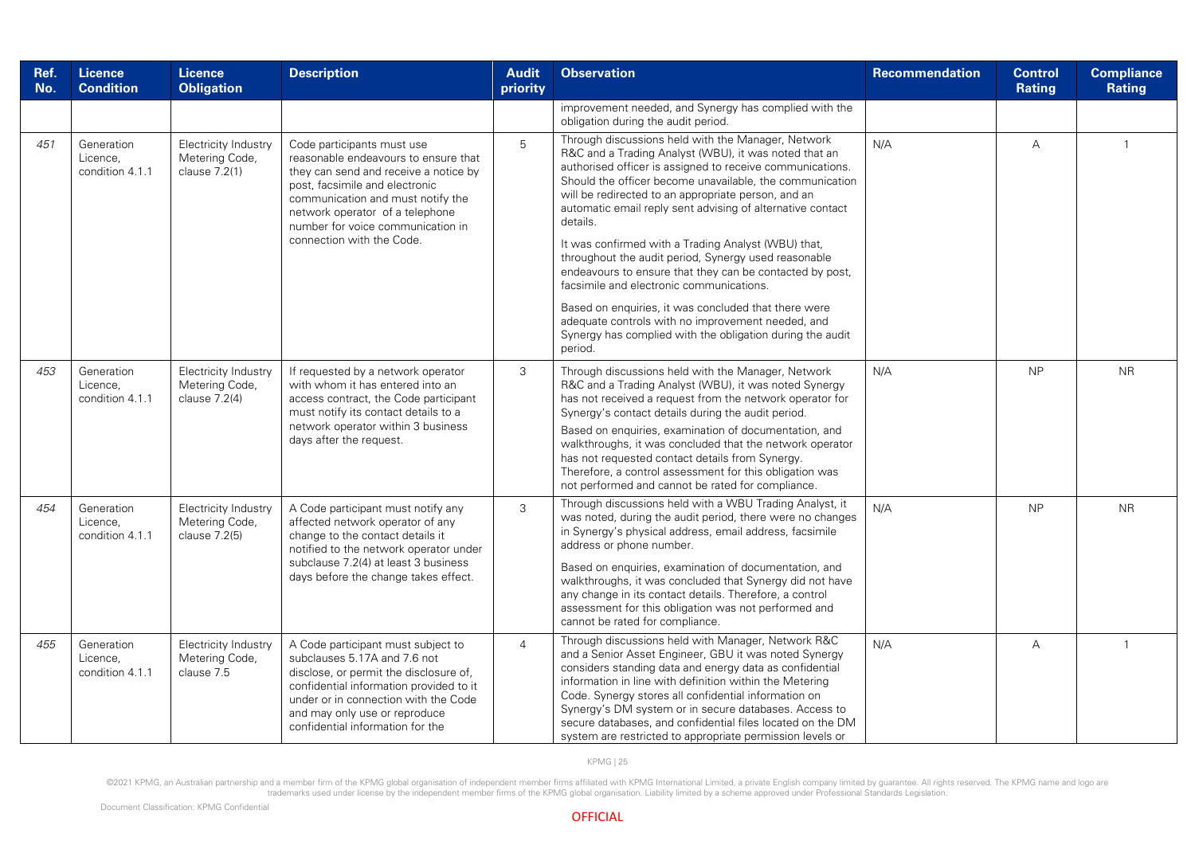| Ref. No. | Licence Condition | Licence Obligation | Description | Audit priority | Observation | Recommendation | Control Rating | Compliance Rating |
|---|---|---|---|---|---|---|---|---|
| | | | | | improvement needed, and Synergy has complied with the obligation during the audit period. | | | |
| 451 | Generation Licence, condition 4.1.1 | Electricity Industry Metering Code, clause 7.2(1) | Code participants must use reasonable endeavours to ensure that they can send and receive a notice by post, facsimile and electronic communication and must notify the network operator of a telephone number for voice communication in connection with the Code. | 5 | Through discussions held with the Manager, Network R&C and a Trading Analyst (WBU), it was noted that an authorised officer is assigned to receive communications. Should the officer become unavailable, the communication will be redirected to an appropriate person, and an automatic email reply sent advising of alternative contact details.<br><br>It was confirmed with a Trading Analyst (WBU) that, throughout the audit period, Synergy used reasonable endeavours to ensure that they can be contacted by post, facsimile and electronic communications.<br><br>Based on enquiries, it was concluded that there were adequate controls with no improvement needed, and Synergy has complied with the obligation during the audit period. | N/A | A | 1 |
| 453 | Generation Licence, condition 4.1.1 | Electricity Industry Metering Code, clause 7.2(4) | If requested by a network operator with whom it has entered into an access contract, the Code participant must notify its contact details to a network operator within 3 business days after the request. | 3 | Through discussions held with the Manager, Network R&C and a Trading Analyst (WBU), it was noted Synergy has not received a request from the network operator for Synergy's contact details during the audit period.<br><br>Based on enquiries, examination of documentation, and walkthroughs, it was concluded that the network operator has not requested contact details from Synergy. Therefore, a control assessment for this obligation was not performed and cannot be rated for compliance. | N/A | NP | NR |
| 454 | Generation Licence, condition 4.1.1 | Electricity Industry Metering Code, clause 7.2(5) | A Code participant must notify any affected network operator of any change to the contact details it notified to the network operator under subclause 7.2(4) at least 3 business days before the change takes effect. | 3 | Through discussions held with a WBU Trading Analyst, it was noted, during the audit period, there were no changes in Synergy's physical address, email address, facsimile address or phone number.<br><br>Based on enquiries, examination of documentation, and walkthroughs, it was concluded that Synergy did not have any change in its contact details. Therefore, a control assessment for this obligation was not performed and cannot be rated for compliance. | N/A | NP | NR |
| 455 | Generation Licence, condition 4.1.1 | Electricity Industry Metering Code, clause 7.5 | A Code participant must subject to subclauses 5.17A and 7.6 not disclose, or permit the disclosure of, confidential information provided to it under or in connection with the Code and may only use or reproduce confidential information for the | 4 | Through discussions held with Manager, Network R&C and a Senior Asset Engineer, GBU it was noted Synergy considers standing data and energy data as confidential information in line with definition within the Metering Code. Synergy stores all confidential information on Synergy's DM system or in secure databases. Access to secure databases, and confidential files located on the DM system are restricted to appropriate permission levels or | N/A | A | 1 |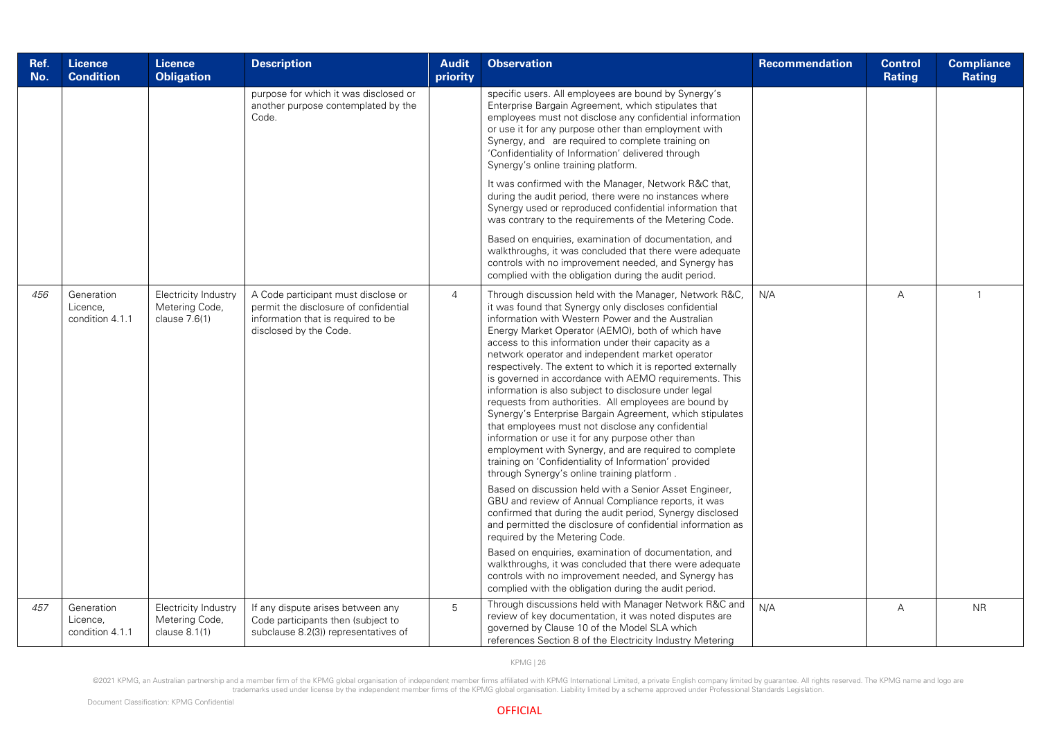| Ref. No. | Licence Condition | Licence Obligation | Description | Audit priority | Observation | Recommendation | Control Rating | Compliance Rating |
|---|---|---|---|---|---|---|---|---|
| | | | purpose for which it was disclosed or another purpose contemplated by the Code. | | specific users. All employees are bound by Synergy's Enterprise Bargain Agreement, which stipulates that employees must not disclose any confidential information or use it for any purpose other than employment with Synergy, and are required to complete training on 'Confidentiality of Information' delivered through Synergy's online training platform.<br><br>It was confirmed with the Manager, Network R&C that, during the audit period, there were no instances where Synergy used or reproduced confidential information that was contrary to the requirements of the Metering Code.<br><br>Based on enquiries, examination of documentation, and walkthroughs, it was concluded that there were adequate controls with no improvement needed, and Synergy has complied with the obligation during the audit period. | | | |
| *456* | Generation Licence, condition 4.1.1 | Electricity Industry Metering Code, clause 7.6(1) | A Code participant must disclose or permit the disclosure of confidential information that is required to be disclosed by the Code. | 4 | Through discussion held with the Manager, Network R&C, it was found that Synergy only discloses confidential information with Western Power and the Australian Energy Market Operator (AEMO), both of which have access to this information under their capacity as a network operator and independent market operator respectively. The extent to which it is reported externally is governed in accordance with AEMO requirements. This information is also subject to disclosure under legal requests from authorities. All employees are bound by Synergy's Enterprise Bargain Agreement, which stipulates that employees must not disclose any confidential information or use it for any purpose other than employment with Synergy, and are required to complete training on 'Confidentiality of Information' provided through Synergy's online training platform .<br><br>Based on discussion held with a Senior Asset Engineer, GBU and review of Annual Compliance reports, it was confirmed that during the audit period, Synergy disclosed and permitted the disclosure of confidential information as required by the Metering Code.<br><br>Based on enquiries, examination of documentation, and walkthroughs, it was concluded that there were adequate controls with no improvement needed, and Synergy has complied with the obligation during the audit period. | N/A | A | 1 |
| *457* | Generation Licence, condition 4.1.1 | Electricity Industry Metering Code, clause 8.1(1) | If any dispute arises between any Code participants then (subject to subclause 8.2(3)) representatives of | 5 | Through discussions held with Manager Network R&C and review of key documentation, it was noted disputes are governed by Clause 10 of the Model SLA which references Section 8 of the Electricity Industry Metering | N/A | A | NR |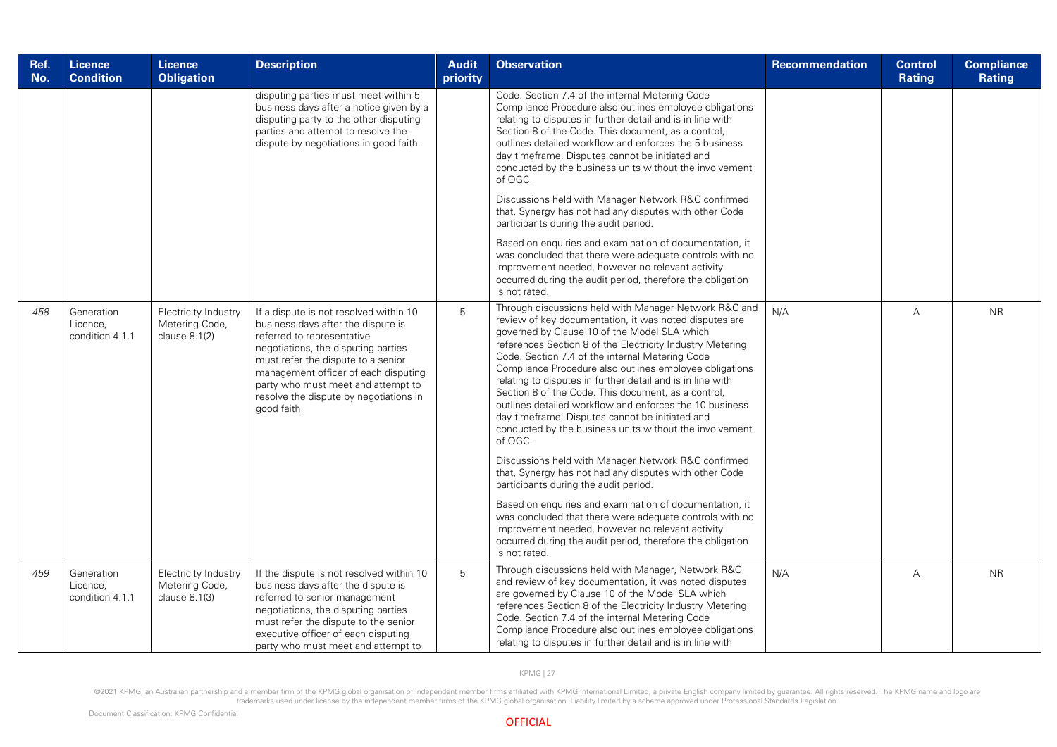| Ref. No. | Licence Condition | Licence Obligation | Description | Audit priority | Observation | Recommendation | Control Rating | Compliance Rating |
|---|---|---|---|---|---|---|---|---|
| | | | disputing parties must meet within 5 business days after a notice given by a disputing party to the other disputing parties and attempt to resolve the dispute by negotiations in good faith. | | Code. Section 7.4 of the internal Metering Code Compliance Procedure also outlines employee obligations relating to disputes in further detail and is in line with Section 8 of the Code. This document, as a control, outlines detailed workflow and enforces the 5 business day timeframe. Disputes cannot be initiated and conducted by the business units without the involvement of OGC.<br><br>Discussions held with Manager Network R&C confirmed that, Synergy has not had any disputes with other Code participants during the audit period.<br><br>Based on enquiries and examination of documentation, it was concluded that there were adequate controls with no improvement needed, however no relevant activity occurred during the audit period, therefore the obligation is not rated. | | | |
| *458* | Generation Licence, condition 4.1.1 | Electricity Industry Metering Code, clause 8.1(2) | If a dispute is not resolved within 10 business days after the dispute is referred to representative negotiations, the disputing parties must refer the dispute to a senior management officer of each disputing party who must meet and attempt to resolve the dispute by negotiations in good faith. | 5 | Through discussions held with Manager Network R&C and review of key documentation, it was noted disputes are governed by Clause 10 of the Model SLA which references Section 8 of the Electricity Industry Metering Code. Section 7.4 of the internal Metering Code Compliance Procedure also outlines employee obligations relating to disputes in further detail and is in line with Section 8 of the Code. This document, as a control, outlines detailed workflow and enforces the 10 business day timeframe. Disputes cannot be initiated and conducted by the business units without the involvement of OGC.<br><br>Discussions held with Manager Network R&C confirmed that, Synergy has not had any disputes with other Code participants during the audit period.<br><br>Based on enquiries and examination of documentation, it was concluded that there were adequate controls with no improvement needed, however no relevant activity occurred during the audit period, therefore the obligation is not rated. | N/A | A | NR |
| *459* | Generation Licence, condition 4.1.1 | Electricity Industry Metering Code, clause 8.1(3) | If the dispute is not resolved within 10 business days after the dispute is referred to senior management negotiations, the disputing parties must refer the dispute to the senior executive officer of each disputing party who must meet and attempt to | 5 | Through discussions held with Manager, Network R&C and review of key documentation, it was noted disputes are governed by Clause 10 of the Model SLA which references Section 8 of the Electricity Industry Metering Code. Section 7.4 of the internal Metering Code Compliance Procedure also outlines employee obligations relating to disputes in further detail and is in line with | N/A | A | NR |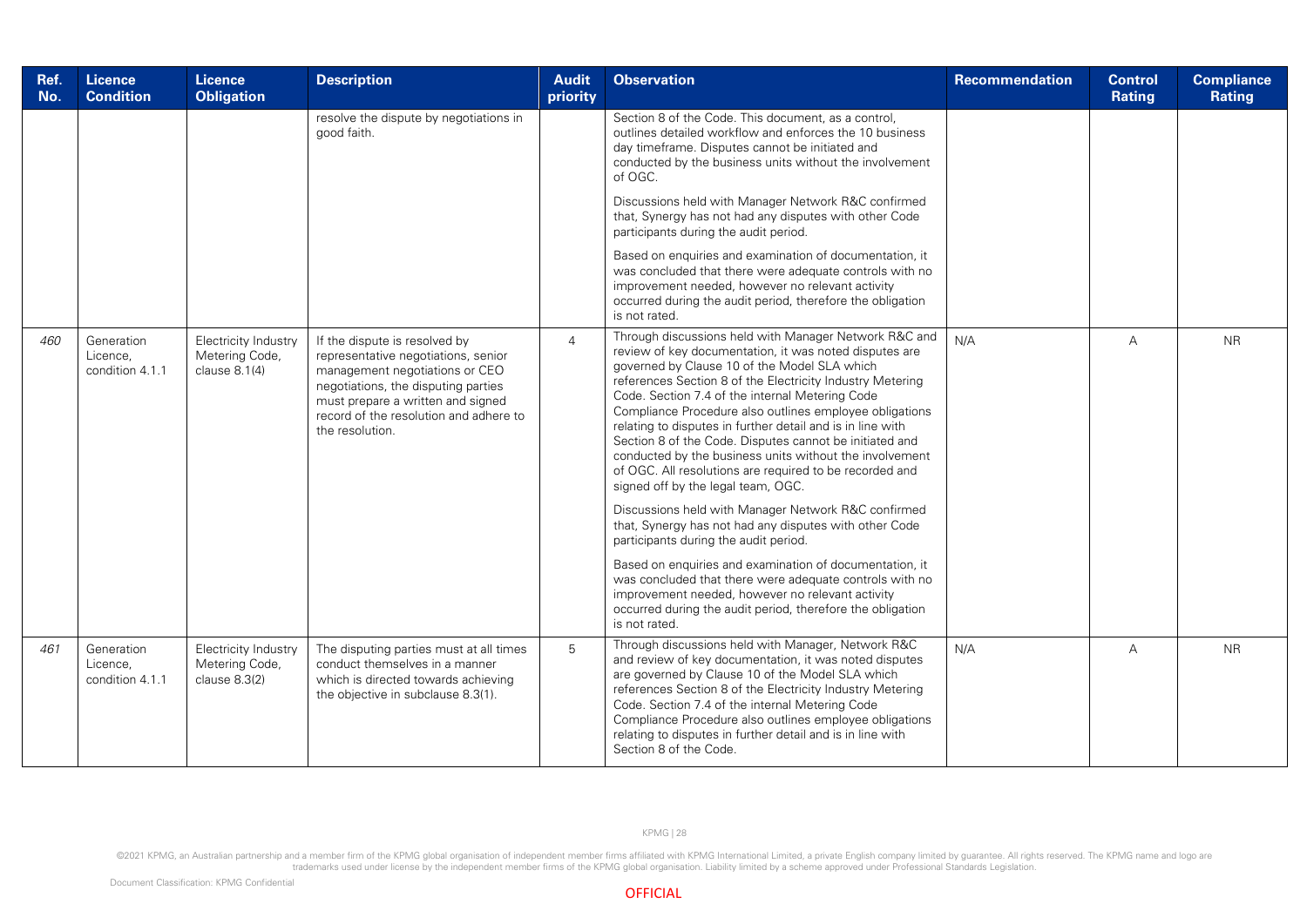| Ref. No. | Licence Condition | Licence Obligation | Description | Audit priority | Observation | Recommendation | Control Rating | Compliance Rating |
|---|---|---|---|---|---|---|---|---|
| | | | resolve the dispute by negotiations in good faith. | | Section 8 of the Code. This document, as a control, outlines detailed workflow and enforces the 10 business day timeframe. Disputes cannot be initiated and conducted by the business units without the involvement of OGC.<br><br>Discussions held with Manager Network R&C confirmed that, Synergy has not had any disputes with other Code participants during the audit period.<br><br>Based on enquiries and examination of documentation, it was concluded that there were adequate controls with no improvement needed, however no relevant activity occurred during the audit period, therefore the obligation is not rated. | | | |
| *460* | Generation Licence, condition 4.1.1 | Electricity Industry Metering Code, clause 8.1(4) | If the dispute is resolved by representative negotiations, senior management negotiations or CEO negotiations, the disputing parties must prepare a written and signed record of the resolution and adhere to the resolution. | 4 | Through discussions held with Manager Network R&C and review of key documentation, it was noted disputes are governed by Clause 10 of the Model SLA which references Section 8 of the Electricity Industry Metering Code. Section 7.4 of the internal Metering Code Compliance Procedure also outlines employee obligations relating to disputes in further detail and is in line with Section 8 of the Code. Disputes cannot be initiated and conducted by the business units without the involvement of OGC. All resolutions are required to be recorded and signed off by the legal team, OGC.<br><br>Discussions held with Manager Network R&C confirmed that, Synergy has not had any disputes with other Code participants during the audit period.<br><br>Based on enquiries and examination of documentation, it was concluded that there were adequate controls with no improvement needed, however no relevant activity occurred during the audit period, therefore the obligation is not rated. | N/A | A | NR |
| *461* | Generation Licence, condition 4.1.1 | Electricity Industry Metering Code, clause 8.3(2) | The disputing parties must at all times conduct themselves in a manner which is directed towards achieving the objective in subclause 8.3(1). | 5 | Through discussions held with Manager, Network R&C and review of key documentation, it was noted disputes are governed by Clause 10 of the Model SLA which references Section 8 of the Electricity Industry Metering Code. Section 7.4 of the internal Metering Code Compliance Procedure also outlines employee obligations relating to disputes in further detail and is in line with Section 8 of the Code. | N/A | A | NR |

©2021 KPMG, an Australian partnership and a member firm of the KPMG global organisation of independent member firms affiliated with KPMG International Limited, a private English company limited by guarantee. All rights reserved. The KPMG name and logo are trademarks used under license by the independent member firms of the KPMG global organisation. Liability limited by a scheme approved under Professional Standards Legislation.

Document Classification: KPMG Confidential

OFFICIAL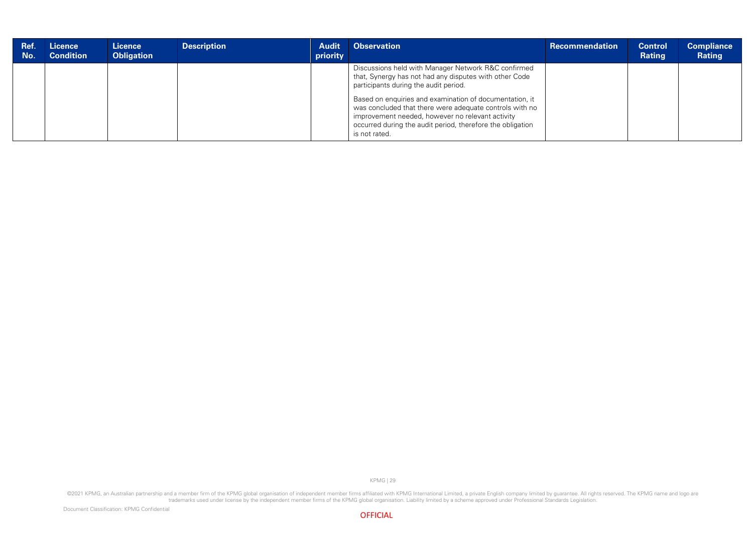| Ref. No. | Licence Condition | Licence Obligation | Description | Audit priority | Observation | Recommendation | Control Rating | Compliance Rating |
|---|---|---|---|---|---|---|---|---|
| | | | | | Discussions held with Manager Network R&C confirmed that, Synergy has not had any disputes with other Code participants during the audit period.<br><br>Based on enquiries and examination of documentation, it was concluded that there were adequate controls with no improvement needed, however no relevant activity occurred during the audit period, therefore the obligation is not rated. | | | |

©2021 KPMG, an Australian partnership and a member firm of the KPMG global organisation of independent member firms affiliated with KPMG International Limited, a private English company limited by guarantee. All rights reserved. The KPMG name and logo are trademarks used under license by the independent member firms of the KPMG global organisation. Liability limited by a scheme approved under Professional Standards Legislation.

Document Classification: KPMG Confidential

OFFICIAL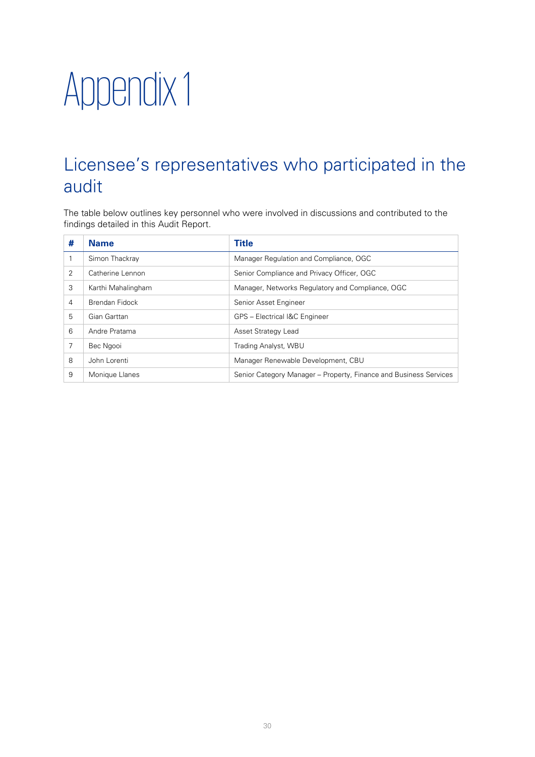# Appendix 1

## Licensee's representatives who participated in the audit

The table below outlines key personnel who were involved in discussions and contributed to the findings detailed in this Audit Report.

| # | Name | Title |
|---|---|---|
| 1 | Simon Thackray | Manager Regulation and Compliance, OGC |
| 2 | Catherine Lennon | Senior Compliance and Privacy Officer, OGC |
| 3 | Karthi Mahalingham | Manager, Networks Regulatory and Compliance, OGC |
| 4 | Brendan Fidock | Senior Asset Engineer |
| 5 | Gian Garttan | GPS – Electrical I&C Engineer |
| 6 | Andre Pratama | Asset Strategy Lead |
| 7 | Bec Ngooi | Trading Analyst, WBU |
| 8 | John Lorenti | Manager Renewable Development, CBU |
| 9 | Monique Llanes | Senior Category Manager – Property, Finance and Business Services |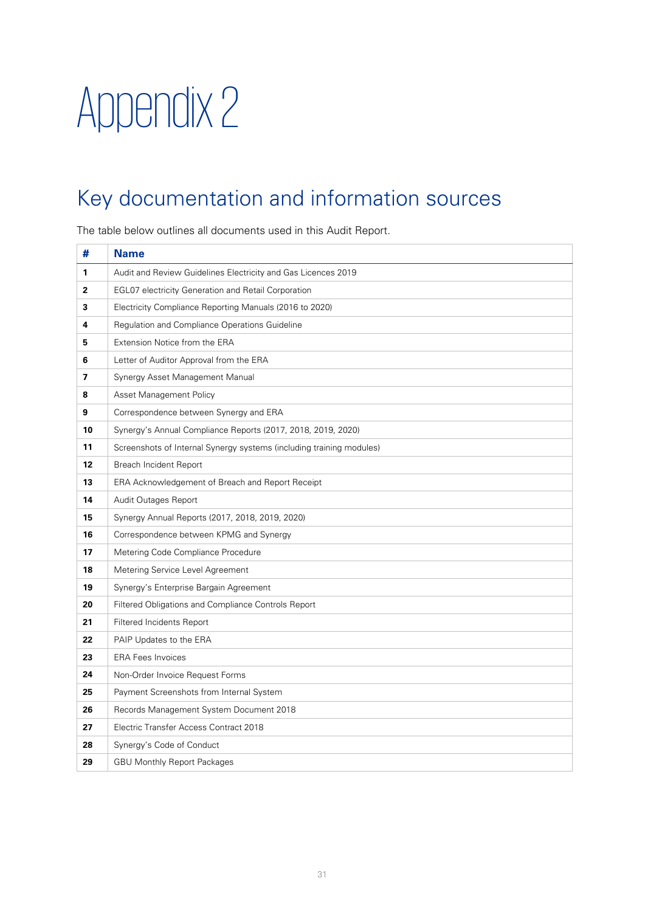# Appendix 2

## Key documentation and information sources

The table below outlines all documents used in this Audit Report.

| # | Name |
|---|---|
| 1 | Audit and Review Guidelines Electricity and Gas Licences 2019 |
| 2 | EGL07 electricity Generation and Retail Corporation |
| 3 | Electricity Compliance Reporting Manuals (2016 to 2020) |
| 4 | Regulation and Compliance Operations Guideline |
| 5 | Extension Notice from the ERA |
| 6 | Letter of Auditor Approval from the ERA |
| 7 | Synergy Asset Management Manual |
| 8 | Asset Management Policy |
| 9 | Correspondence between Synergy and ERA |
| 10 | Synergy's Annual Compliance Reports (2017, 2018, 2019, 2020) |
| 11 | Screenshots of Internal Synergy systems (including training modules) |
| 12 | Breach Incident Report |
| 13 | ERA Acknowledgement of Breach and Report Receipt |
| 14 | Audit Outages Report |
| 15 | Synergy Annual Reports (2017, 2018, 2019, 2020) |
| 16 | Correspondence between KPMG and Synergy |
| 17 | Metering Code Compliance Procedure |
| 18 | Metering Service Level Agreement |
| 19 | Synergy's Enterprise Bargain Agreement |
| 20 | Filtered Obligations and Compliance Controls Report |
| 21 | Filtered Incidents Report |
| 22 | PAIP Updates to the ERA |
| 23 | ERA Fees Invoices |
| 24 | Non-Order Invoice Request Forms |
| 25 | Payment Screenshots from Internal System |
| 26 | Records Management System Document 2018 |
| 27 | Electric Transfer Access Contract 2018 |
| 28 | Synergy's Code of Conduct |
| 29 | GBU Monthly Report Packages |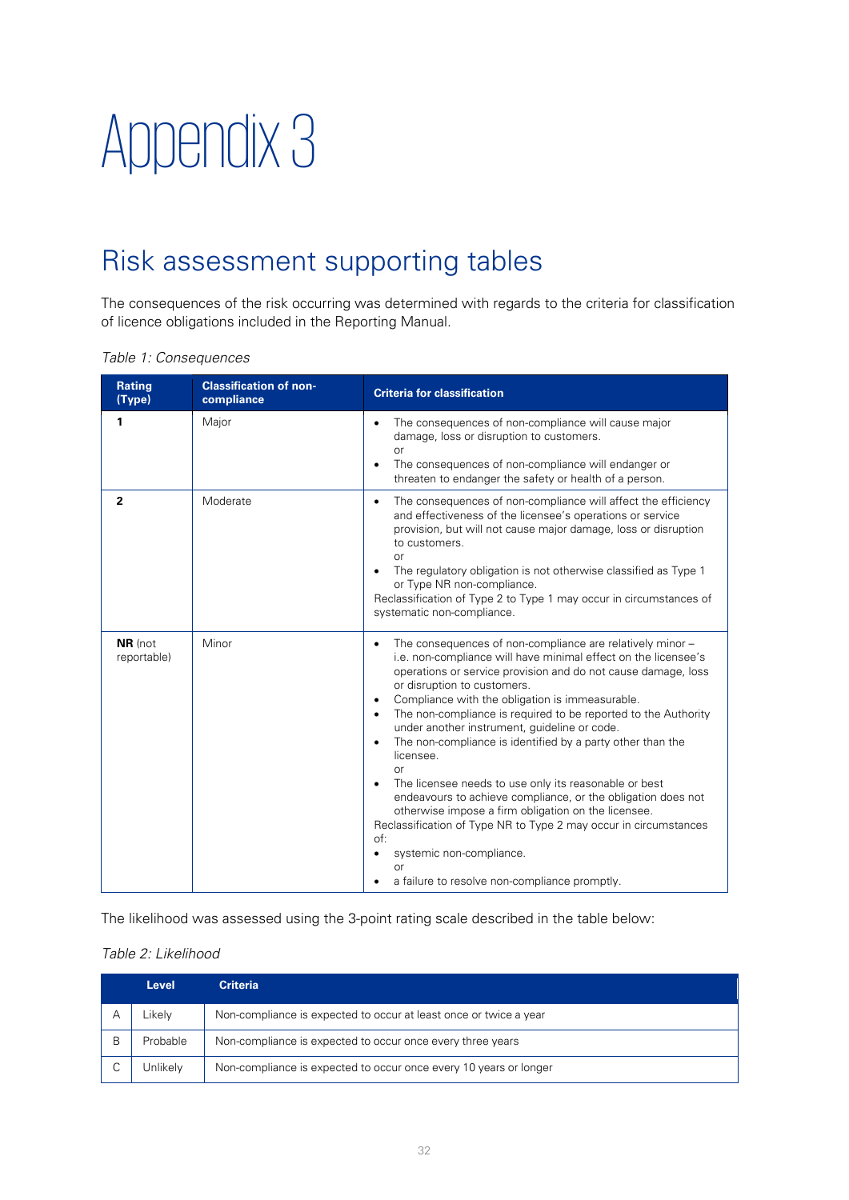# Appendix 3

## Risk assessment supporting tables

The consequences of the risk occurring was determined with regards to the criteria for classification of licence obligations included in the Reporting Manual.

*Table 1: Consequences*

| Rating (Type) | Classification of non-compliance | Criteria for classification |
|---|---|---|
| **1** | Major | • The consequences of non-compliance will cause major damage, loss or disruption to customers.<br>or<br>• The consequences of non-compliance will endanger or threaten to endanger the safety or health of a person. |
| **2** | Moderate | • The consequences of non-compliance will affect the efficiency and effectiveness of the licensee's operations or service provision, but will not cause major damage, loss or disruption to customers.<br>or<br>• The regulatory obligation is not otherwise classified as Type 1 or Type NR non-compliance.<br>Reclassification of Type 2 to Type 1 may occur in circumstances of systematic non-compliance. |
| **NR** (not reportable) | Minor | • The consequences of non-compliance are relatively minor – i.e. non-compliance will have minimal effect on the licensee's operations or service provision and do not cause damage, loss or disruption to customers.<br>• Compliance with the obligation is immeasurable.<br>• The non-compliance is required to be reported to the Authority under another instrument, guideline or code.<br>• The non-compliance is identified by a party other than the licensee.<br>or<br>• The licensee needs to use only its reasonable or best endeavours to achieve compliance, or the obligation does not otherwise impose a firm obligation on the licensee.<br>Reclassification of Type NR to Type 2 may occur in circumstances of:<br>• systemic non-compliance.<br>or<br>• a failure to resolve non-compliance promptly. |

The likelihood was assessed using the 3-point rating scale described in the table below:

*Table 2: Likelihood*

| | Level | Criteria |
|---|---|---|
| A | Likely | Non-compliance is expected to occur at least once or twice a year |
| B | Probable | Non-compliance is expected to occur once every three years |
| C | Unlikely | Non-compliance is expected to occur once every 10 years or longer |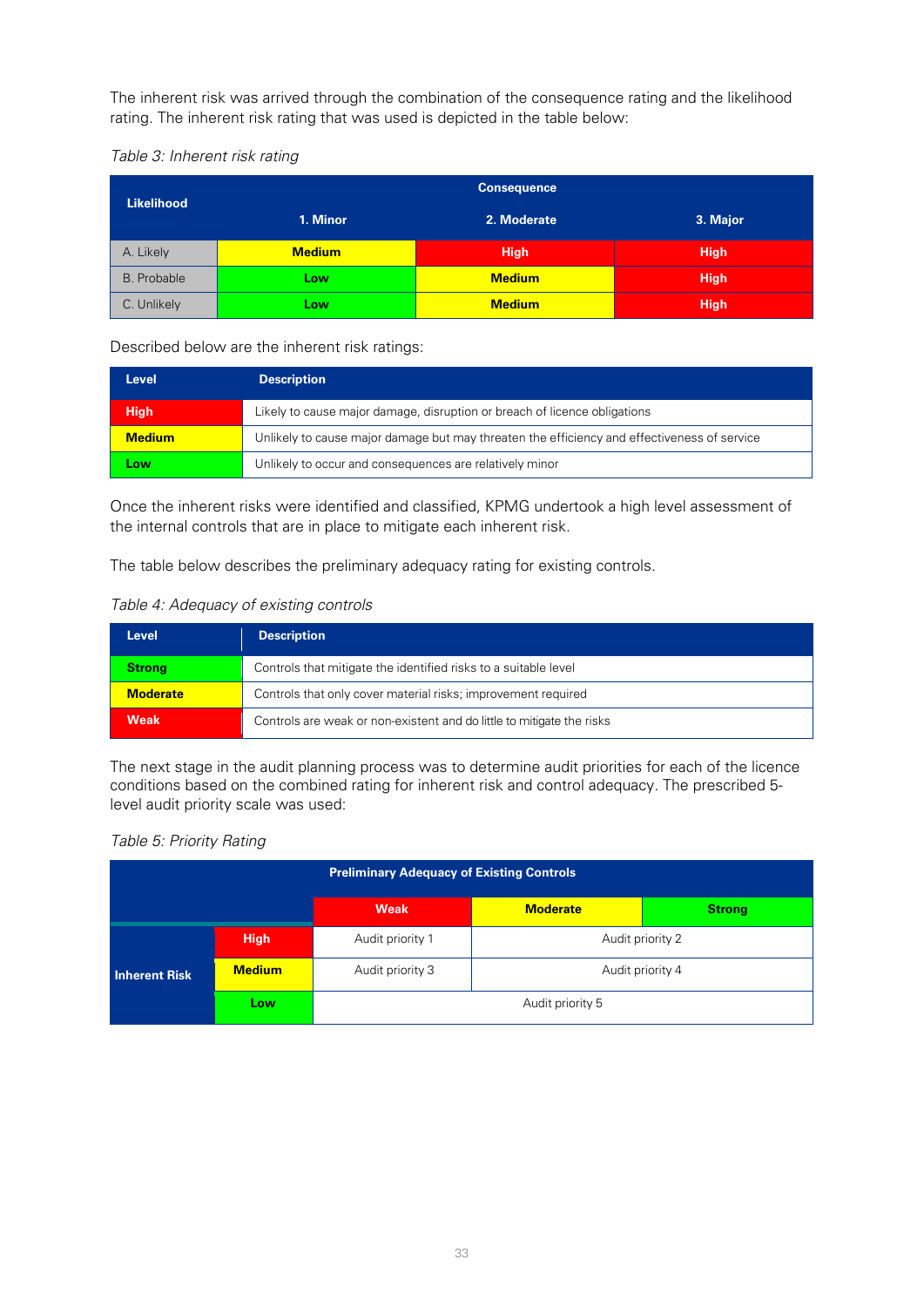The inherent risk was arrived through the combination of the consequence rating and the likelihood rating. The inherent risk rating that was used is depicted in the table below:

*Table 3: Inherent risk rating*

| Likelihood | Consequence | | |
|---|---|---|---|
| | **1. Minor** | **2. Moderate** | **3. Major** |
| A. Likely | **Medium** | **High** | **High** |
| B. Probable | **Low** | **Medium** | **High** |
| C. Unlikely | **Low** | **Medium** | **High** |

Described below are the inherent risk ratings:

| Level | Description |
|---|---|
| **High** | Likely to cause major damage, disruption or breach of licence obligations |
| **Medium** | Unlikely to cause major damage but may threaten the efficiency and effectiveness of service |
| **Low** | Unlikely to occur and consequences are relatively minor |

Once the inherent risks were identified and classified, KPMG undertook a high level assessment of the internal controls that are in place to mitigate each inherent risk.

The table below describes the preliminary adequacy rating for existing controls.

*Table 4: Adequacy of existing controls*

| Level | Description |
|---|---|
| **Strong** | Controls that mitigate the identified risks to a suitable level |
| **Moderate** | Controls that only cover material risks; improvement required |
| **Weak** | Controls are weak or non-existent and do little to mitigate the risks |

The next stage in the audit planning process was to determine audit priorities for each of the licence conditions based on the combined rating for inherent risk and control adequacy. The prescribed 5-level audit priority scale was used:

*Table 5: Priority Rating*

| | | Preliminary Adequacy of Existing Controls | | |
|---|---|---|---|---|
| | | **Weak** | **Moderate** | **Strong** |
| **Inherent Risk** | **High** | Audit priority 1 | Audit priority 2 | |
| | **Medium** | Audit priority 3 | Audit priority 4 | |
| | **Low** | Audit priority 5 | | |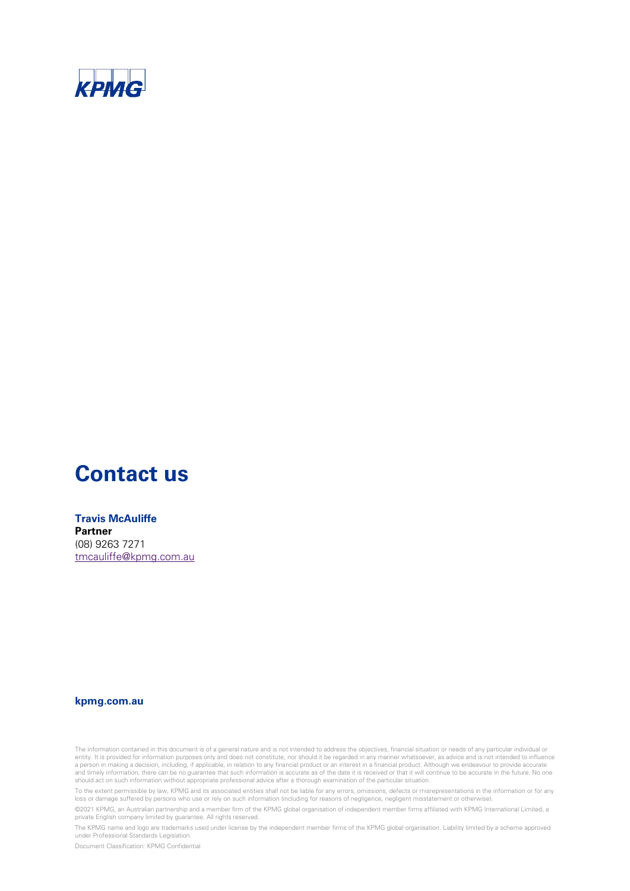KPMG

# Contact us

**Travis McAuliffe**
**Partner**
(08) 9263 7271
tmcauliffe@kpmg.com.au

**kpmg.com.au**

The information contained in this document is of a general nature and is not intended to address the objectives, financial situation or needs of any particular individual or entity. It is provided for information purposes only and does not constitute, nor should it be regarded in any manner whatsoever, as advice and is not intended to influence a person in making a decision, including, if applicable, in relation to any financial product or an interest in a financial product. Although we endeavour to provide accurate and timely information, there can be no guarantee that such information is accurate as of the date it is received or that it will continue to be accurate in the future. No one should act on such information without appropriate professional advice after a thorough examination of the particular situation.

To the extent permissible by law, KPMG and its associated entities shall not be liable for any errors, omissions, defects or misrepresentations in the information or for any loss or damage suffered by persons who use or rely on such information (including for reasons of negligence, negligent misstatement or otherwise).

©2021 KPMG, an Australian partnership and a member firm of the KPMG global organisation of independent member firms affiliated with KPMG International Limited, a private English company limited by guarantee. All rights reserved.

The KPMG name and logo are trademarks used under license by the independent member firms of the KPMG global organisation. Liability limited by a scheme approved under Professional Standards Legislation.

Document Classification: KPMG Confidential